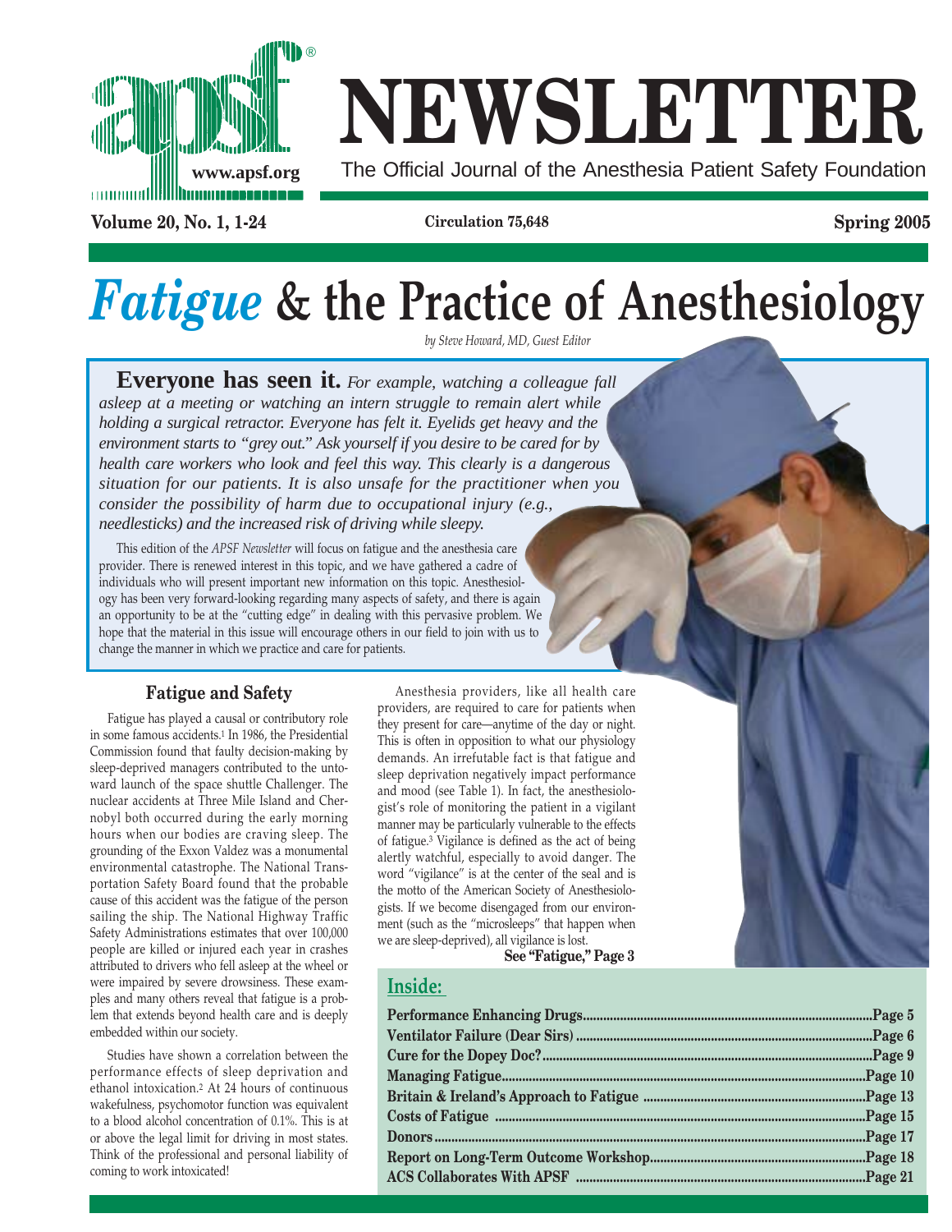# NEWSLETTER

The Official Journal of the Anesthesia Patient Safety Foundation

www.apsf.org

Volume 20, No. 1, 1-24 | Circulation 75,648 | Spring 2005

# *Fatigue* & the Practice of Anesthesiology

*by Steve Howard, MD, Guest Editor*

**Everyone has seen it.** *For example, watching a colleague fall asleep at a meeting or watching an intern struggle to remain alert while holding a surgical retractor. Everyone has felt it. Eyelids get heavy and the environment starts to "grey out." Ask yourself if you desire to be cared for by health care workers who look and feel this way. This clearly is a dangerous situation for our patients. It is also unsafe for the practitioner when you consider the possibility of harm due to occupational injury (e.g., needlesticks) and the increased risk of driving while sleepy.*

This edition of the *APSF Newsletter* will focus on fatigue and the anesthesia care provider. There is renewed interest in this topic, and we have gathered a cadre of individuals who will present important new information on this topic. Anesthesiology has been very forward-looking regarding many aspects of safety, and there is again an opportunity to be at the "cutting edge" in dealing with this pervasive problem. We hope that the material in this issue will encourage others in our field to join with us to change the manner in which we practice and care for patients.

## Fatigue and Safety

Fatigue has played a causal or contributory role in some famous accidents.[1] In 1986, the Presidential Commission found that faulty decision-making by sleep-deprived managers contributed to the untoward launch of the space shuttle Challenger. The nuclear accidents at Three Mile Island and Chernobyl both occurred during the early morning hours when our bodies are craving sleep. The grounding of the Exxon Valdez was a monumental environmental catastrophe. The National Transportation Safety Board found that the probable cause of this accident was the fatigue of the person sailing the ship. The National Highway Traffic Safety Administrations estimates that over 100,000 people are killed or injured each year in crashes attributed to drivers who fell asleep at the wheel or were impaired by severe drowsiness. These examples and many others reveal that fatigue is a problem that extends beyond health care and is deeply embedded within our society.

Studies have shown a correlation between the performance effects of sleep deprivation and ethanol intoxication.[2] At 24 hours of continuous wakefulness, psychomotor function was equivalent to a blood alcohol concentration of 0.1%. This is at or above the legal limit for driving in most states. Think of the professional and personal liability of coming to work intoxicated!

Anesthesia providers, like all health care providers, are required to care for patients when they present for care—anytime of the day or night. This is often in opposition to what our physiology demands. An irrefutable fact is that fatigue and sleep deprivation negatively impact performance and mood (see Table 1). In fact, the anesthesiologist's role of monitoring the patient in a vigilant manner may be particularly vulnerable to the effects of fatigue.[3] Vigilance is defined as the act of being alertly watchful, especially to avoid danger. The word "vigilance" is at the center of the seal and is the motto of the American Society of Anesthesiologists. If we become disengaged from our environment (such as the "microsleeps" that happen when we are sleep-deprived), all vigilance is lost.

**See "Fatigue," Page 3**

## Inside:

| | |
|---|---|
| **Performance Enhancing Drugs** | **Page 5** |
| **Ventilator Failure (Dear Sirs)** | **Page 6** |
| **Cure for the Dopey Doc?** | **Page 9** |
| **Managing Fatigue** | **Page 10** |
| **Britain & Ireland's Approach to Fatigue** | **Page 13** |
| **Costs of Fatigue** | **Page 15** |
| **Donors** | **Page 17** |
| **Report on Long-Term Outcome Workshop** | **Page 18** |
| **ACS Collaborates With APSF** | **Page 21** |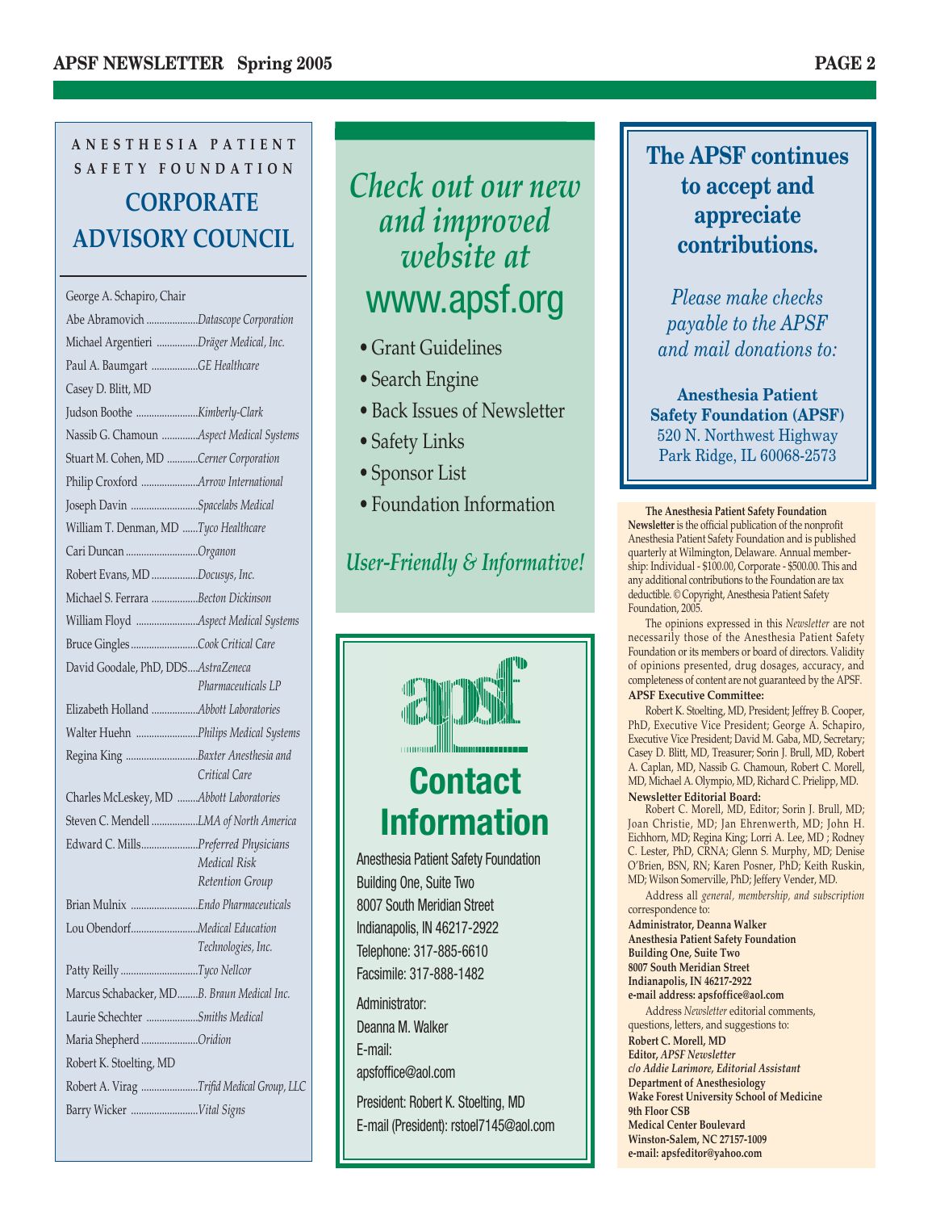## ANESTHESIA PATIENT SAFETY FOUNDATION

## CORPORATE ADVISORY COUNCIL

George A. Schapiro, Chair
Abe Abramovich ....................*Datascope Corporation*
Michael Argentieri ................*Dräger Medical, Inc.*
Paul A. Baumgart ..................*GE Healthcare*
Casey D. Blitt, MD
Judson Boothe ........................*Kimberly-Clark*
Nassib G. Chamoun ..............*Aspect Medical Systems*
Stuart M. Cohen, MD ............*Cerner Corporation*
Philip Croxford ......................*Arrow International*
Joseph Davin ..........................*Spacelabs Medical*
William T. Denman, MD ......*Tyco Healthcare*
Cari Duncan ............................*Organon*
Robert Evans, MD ..................*Docusys, Inc.*
Michael S. Ferrara ..................*Becton Dickinson*
William Floyd ........................*Aspect Medical Systems*
Bruce Gingles ..........................*Cook Critical Care*
David Goodale, PhD, DDS....*AstraZeneca Pharmaceuticals LP*
Elizabeth Holland ..................*Abbott Laboratories*
Walter Huehn ........................*Philips Medical Systems*
Regina King ............................*Baxter Anesthesia and Critical Care*
Charles McLeskey, MD ........*Abbott Laboratories*
Steven C. Mendell ..................*LMA of North America*
Edward C. Mills......................*Preferred Physicians Medical Risk Retention Group*
Brian Mulnix ..........................*Endo Pharmaceuticals*
Lou Obendorf..........................*Medical Education Technologies, Inc.*
Patty Reilly ..............................*Tyco Nellcor*
Marcus Schabacker, MD........*B. Braun Medical Inc.*
Laurie Schechter ....................*Smiths Medical*
Maria Shepherd ......................*Oridion*
Robert K. Stoelting, MD
Robert A. Virag ......................*Trifid Medical Group, LLC*
Barry Wicker ..........................*Vital Signs*

*Check out our new and improved website at*

**www.apsf.org**

- Grant Guidelines
- Search Engine
- Back Issues of Newsletter
- Safety Links
- Sponsor List
- Foundation Information

*User-Friendly & Informative!*

apsf

## Contact Information

Anesthesia Patient Safety Foundation
Building One, Suite Two
8007 South Meridian Street
Indianapolis, IN 46217-2922
Telephone: 317-885-6610
Facsimile: 317-888-1482

Administrator:
Deanna M. Walker
E-mail:
apsfoffice@aol.com

President: Robert K. Stoelting, MD
E-mail (President): rstoel7145@aol.com

## The APSF continues to accept and appreciate contributions.

*Please make checks payable to the APSF and mail donations to:*

**Anesthesia Patient Safety Foundation (APSF)**
520 N. Northwest Highway
Park Ridge, IL 60068-2573

**The Anesthesia Patient Safety Foundation Newsletter** is the official publication of the nonprofit Anesthesia Patient Safety Foundation and is published quarterly at Wilmington, Delaware. Annual membership: Individual - $100.00, Corporate - $500.00. This and any additional contributions to the Foundation are tax deductible. © Copyright, Anesthesia Patient Safety Foundation, 2005.

The opinions expressed in this *Newsletter* are not necessarily those of the Anesthesia Patient Safety Foundation or its members or board of directors. Validity of opinions presented, drug dosages, accuracy, and completeness of content are not guaranteed by the APSF.

**APSF Executive Committee:**

Robert K. Stoelting, MD, President; Jeffrey B. Cooper, PhD, Executive Vice President; George A. Schapiro, Executive Vice President; David M. Gaba, MD, Secretary; Casey D. Blitt, MD, Treasurer; Sorin J. Brull, MD, Robert A. Caplan, MD, Nassib G. Chamoun, Robert C. Morell, MD, Michael A. Olympio, MD, Richard C. Prielipp, MD.

**Newsletter Editorial Board:**

Robert C. Morell, MD, Editor; Sorin J. Brull, MD; Joan Christie, MD; Jan Ehrenwerth, MD; John H. Eichhorn, MD; Regina King; Lorri A. Lee, MD ; Rodney C. Lester, PhD, CRNA; Glenn S. Murphy, MD; Denise O'Brien, BSN, RN; Karen Posner, PhD; Keith Ruskin, MD; Wilson Somerville, PhD; Jeffery Vender, MD.

Address all *general, membership, and subscription* correspondence to:

**Administrator, Deanna Walker**
**Anesthesia Patient Safety Foundation**
**Building One, Suite Two**
**8007 South Meridian Street**
**Indianapolis, IN 46217-2922**
**e-mail address: apsfoffice@aol.com**

Address *Newsletter* editorial comments, questions, letters, and suggestions to:

**Robert C. Morell, MD**
**Editor, *APSF Newsletter***
***c/o Addie Larimore, Editorial Assistant***
**Department of Anesthesiology**
**Wake Forest University School of Medicine**
**9th Floor CSB**
**Medical Center Boulevard**
**Winston-Salem, NC 27157-1009**
**e-mail: apsfeditor@yahoo.com**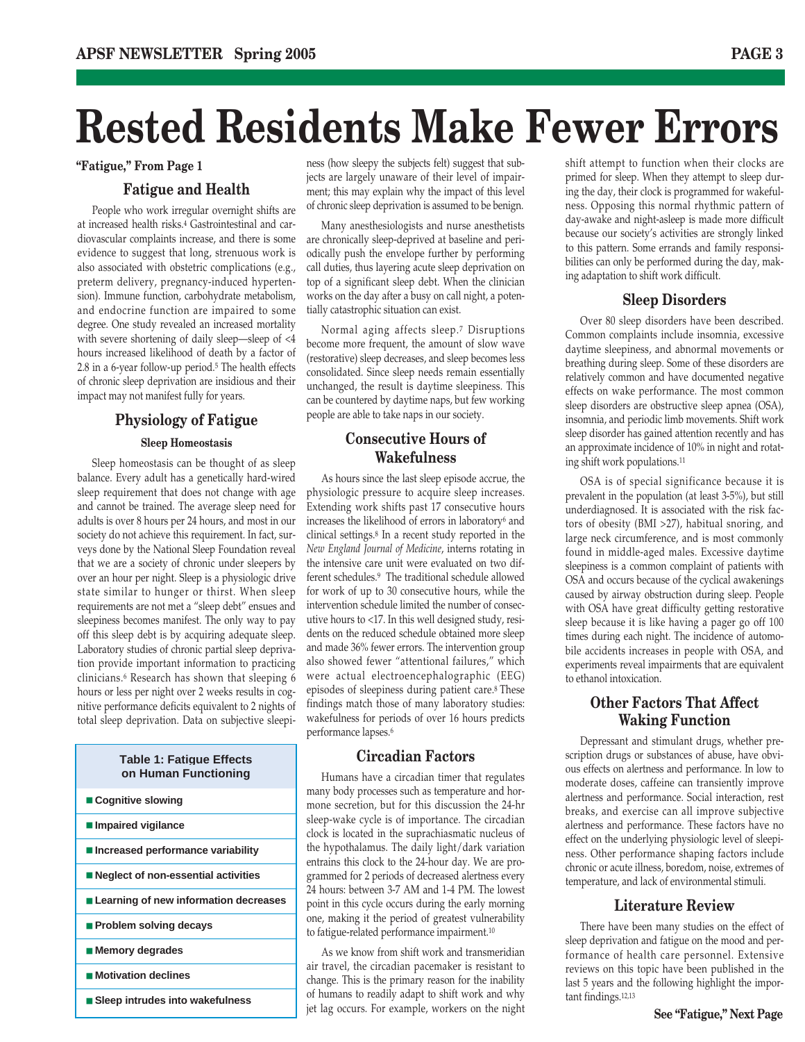# Rested Residents Make Fewer Errors

**"Fatigue," From Page 1**

## Fatigue and Health

People who work irregular overnight shifts are at increased health risks.[4] Gastrointestinal and cardiovascular complaints increase, and there is some evidence to suggest that long, strenuous work is also associated with obstetric complications (e.g., preterm delivery, pregnancy-induced hypertension). Immune function, carbohydrate metabolism, and endocrine function are impaired to some degree. One study revealed an increased mortality with severe shortening of daily sleep—sleep of <4 hours increased likelihood of death by a factor of 2.8 in a 6-year follow-up period.[5] The health effects of chronic sleep deprivation are insidious and their impact may not manifest fully for years.

## Physiology of Fatigue

### Sleep Homeostasis

Sleep homeostasis can be thought of as sleep balance. Every adult has a genetically hard-wired sleep requirement that does not change with age and cannot be trained. The average sleep need for adults is over 8 hours per 24 hours, and most in our society do not achieve this requirement. In fact, surveys done by the National Sleep Foundation reveal that we are a society of chronic under sleepers by over an hour per night. Sleep is a physiologic drive state similar to hunger or thirst. When sleep requirements are not met a "sleep debt" ensues and sleepiness becomes manifest. The only way to pay off this sleep debt is by acquiring adequate sleep. Laboratory studies of chronic partial sleep deprivation provide important information to practicing clinicians.[6] Research has shown that sleeping 6 hours or less per night over 2 weeks results in cognitive performance deficits equivalent to 2 nights of total sleep deprivation. Data on subjective sleepiness (how sleepy the subjects felt) suggest that subjects are largely unaware of their level of impairment; this may explain why the impact of this level of chronic sleep deprivation is assumed to be benign.

Many anesthesiologists and nurse anesthetists are chronically sleep-deprived at baseline and periodically push the envelope further by performing call duties, thus layering acute sleep deprivation on top of a significant sleep debt. When the clinician works on the day after a busy on call night, a potentially catastrophic situation can exist.

Normal aging affects sleep.[7] Disruptions become more frequent, the amount of slow wave (restorative) sleep decreases, and sleep becomes less consolidated. Since sleep needs remain essentially unchanged, the result is daytime sleepiness. This can be countered by daytime naps, but few working people are able to take naps in our society.

| Table 1: Fatigue Effects on Human Functioning |
|---|
| Cognitive slowing |
| Impaired vigilance |
| Increased performance variability |
| Neglect of non-essential activities |
| Learning of new information decreases |
| Problem solving decays |
| Memory degrades |
| Motivation declines |
| Sleep intrudes into wakefulness |

## Consecutive Hours of Wakefulness

As hours since the last sleep episode accrue, the physiologic pressure to acquire sleep increases. Extending work shifts past 17 consecutive hours increases the likelihood of errors in laboratory[6] and clinical settings.[8] In a recent study reported in the *New England Journal of Medicine*, interns rotating in the intensive care unit were evaluated on two different schedules.[9] The traditional schedule allowed for work of up to 30 consecutive hours, while the intervention schedule limited the number of consecutive hours to <17. In this well designed study, residents on the reduced schedule obtained more sleep and made 36% fewer errors. The intervention group also showed fewer "attentional failures," which were actual electroencephalographic (EEG) episodes of sleepiness during patient care.[8] These findings match those of many laboratory studies: wakefulness for periods of over 16 hours predicts performance lapses.[6]

## Circadian Factors

Humans have a circadian timer that regulates many body processes such as temperature and hormone secretion, but for this discussion the 24-hr sleep-wake cycle is of importance. The circadian clock is located in the suprachiasmatic nucleus of the hypothalamus. The daily light/dark variation entrains this clock to the 24-hour day. We are programmed for 2 periods of decreased alertness every 24 hours: between 3-7 AM and 1-4 PM. The lowest point in this cycle occurs during the early morning one, making it the period of greatest vulnerability to fatigue-related performance impairment.[10]

As we know from shift work and transmeridian air travel, the circadian pacemaker is resistant to change. This is the primary reason for the inability of humans to readily adapt to shift work and why jet lag occurs. For example, workers on the night shift attempt to function when their clocks are primed for sleep. When they attempt to sleep during the day, their clock is programmed for wakefulness. Opposing this normal rhythmic pattern of day-awake and night-asleep is made more difficult because our society's activities are strongly linked to this pattern. Some errands and family responsibilities can only be performed during the day, making adaptation to shift work difficult.

## Sleep Disorders

Over 80 sleep disorders have been described. Common complaints include insomnia, excessive daytime sleepiness, and abnormal movements or breathing during sleep. Some of these disorders are relatively common and have documented negative effects on wake performance. The most common sleep disorders are obstructive sleep apnea (OSA), insomnia, and periodic limb movements. Shift work sleep disorder has gained attention recently and has an approximate incidence of 10% in night and rotating shift work populations.[11]

OSA is of special significance because it is prevalent in the population (at least 3-5%), but still underdiagnosed. It is associated with the risk factors of obesity (BMI >27), habitual snoring, and large neck circumference, and is most commonly found in middle-aged males. Excessive daytime sleepiness is a common complaint of patients with OSA and occurs because of the cyclical awakenings caused by airway obstruction during sleep. People with OSA have great difficulty getting restorative sleep because it is like having a pager go off 100 times during each night. The incidence of automobile accidents increases in people with OSA, and experiments reveal impairments that are equivalent to ethanol intoxication.

## Other Factors That Affect Waking Function

Depressant and stimulant drugs, whether prescription drugs or substances of abuse, have obvious effects on alertness and performance. In low to moderate doses, caffeine can transiently improve alertness and performance. Social interaction, rest breaks, and exercise can all improve subjective alertness and performance. These factors have no effect on the underlying physiologic level of sleepiness. Other performance shaping factors include chronic or acute illness, boredom, noise, extremes of temperature, and lack of environmental stimuli.

## Literature Review

There have been many studies on the effect of sleep deprivation and fatigue on the mood and performance of health care personnel. Extensive reviews on this topic have been published in the last 5 years and the following highlight the important findings.[12,13]

**See "Fatigue," Next Page**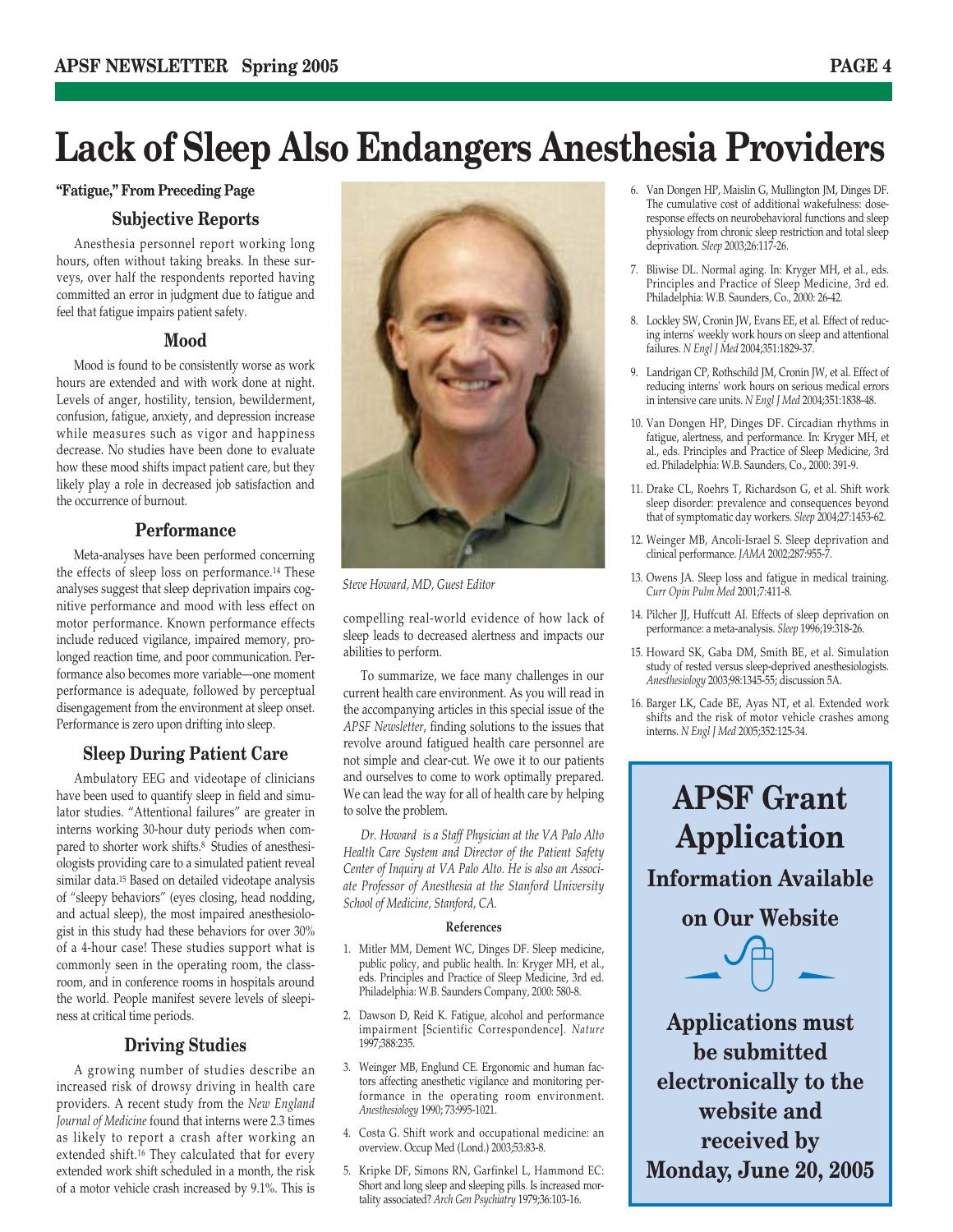# Lack of Sleep Also Endangers Anesthesia Providers

**"Fatigue," From Preceding Page**

### Subjective Reports

Anesthesia personnel report working long hours, often without taking breaks. In these surveys, over half the respondents reported having committed an error in judgment due to fatigue and feel that fatigue impairs patient safety.

### Mood

Mood is found to be consistently worse as work hours are extended and with work done at night. Levels of anger, hostility, tension, bewilderment, confusion, fatigue, anxiety, and depression increase while measures such as vigor and happiness decrease. No studies have been done to evaluate how these mood shifts impact patient care, but they likely play a role in decreased job satisfaction and the occurrence of burnout.

### Performance

Meta-analyses have been performed concerning the effects of sleep loss on performance.[14] These analyses suggest that sleep deprivation impairs cognitive performance and mood with less effect on motor performance. Known performance effects include reduced vigilance, impaired memory, prolonged reaction time, and poor communication. Performance also becomes more variable—one moment performance is adequate, followed by perceptual disengagement from the environment at sleep onset. Performance is zero upon drifting into sleep.

### Sleep During Patient Care

Ambulatory EEG and videotape of clinicians have been used to quantify sleep in field and simulator studies. "Attentional failures" are greater in interns working 30-hour duty periods when compared to shorter work shifts.[8] Studies of anesthesiologists providing care to a simulated patient reveal similar data.[15] Based on detailed videotape analysis of "sleepy behaviors" (eyes closing, head nodding, and actual sleep), the most impaired anesthesiologist in this study had these behaviors for over 30% of a 4-hour case! These studies support what is commonly seen in the operating room, the classroom, and in conference rooms in hospitals around the world. People manifest severe levels of sleepiness at critical time periods.

### Driving Studies

A growing number of studies describe an increased risk of drowsy driving in health care providers. A recent study from the *New England Journal of Medicine* found that interns were 2.3 times as likely to report a crash after working an extended shift.[16] They calculated that for every extended work shift scheduled in a month, the risk of a motor vehicle crash increased by 9.1%. This is compelling real-world evidence of how lack of sleep leads to decreased alertness and impacts our abilities to perform.

*Steve Howard, MD, Guest Editor*

To summarize, we face many challenges in our current health care environment. As you will read in the accompanying articles in this special issue of the *APSF Newsletter*, finding solutions to the issues that revolve around fatigued health care personnel are not simple and clear-cut. We owe it to our patients and ourselves to come to work optimally prepared. We can lead the way for all of health care by helping to solve the problem.

*Dr. Howard is a Staff Physician at the VA Palo Alto Health Care System and Director of the Patient Safety Center of Inquiry at VA Palo Alto. He is also an Associate Professor of Anesthesia at the Stanford University School of Medicine, Stanford, CA.*

#### References

1. Mitler MM, Dement WC, Dinges DF. Sleep medicine, public policy, and public health. In: Kryger MH, et al., eds. Principles and Practice of Sleep Medicine, 3rd ed. Philadelphia: W.B. Saunders Company, 2000: 580-8.
2. Dawson D, Reid K. Fatigue, alcohol and performance impairment [Scientific Correspondence]. *Nature* 1997;388:235.
3. Weinger MB, Englund CE. Ergonomic and human factors affecting anesthetic vigilance and monitoring performance in the operating room environment. *Anesthesiology* 1990; 73:995-1021.
4. Costa G. Shift work and occupational medicine: an overview. Occup Med (Lond.) 2003;53:83-8.
5. Kripke DF, Simons RN, Garfinkel L, Hammond EC: Short and long sleep and sleeping pills. Is increased mortality associated? *Arch Gen Psychiatry* 1979;36:103-16.
6. Van Dongen HP, Maislin G, Mullington JM, Dinges DF. The cumulative cost of additional wakefulness: dose-response effects on neurobehavioral functions and sleep physiology from chronic sleep restriction and total sleep deprivation. *Sleep* 2003;26:117-26.
7. Bliwise DL. Normal aging. In: Kryger MH, et al., eds. Principles and Practice of Sleep Medicine, 3rd ed. Philadelphia: W.B. Saunders, Co., 2000: 26-42.
8. Lockley SW, Cronin JW, Evans EE, et al. Effect of reducing interns' weekly work hours on sleep and attentional failures. *N Engl J Med* 2004;351:1829-37.
9. Landrigan CP, Rothschild JM, Cronin JW, et al. Effect of reducing interns' work hours on serious medical errors in intensive care units. *N Engl J Med* 2004;351:1838-48.
10. Van Dongen HP, Dinges DF. Circadian rhythms in fatigue, alertness, and performance. In: Kryger MH, et al., eds. Principles and Practice of Sleep Medicine, 3rd ed. Philadelphia: W.B. Saunders, Co., 2000: 391-9.
11. Drake CL, Roehrs T, Richardson G, et al. Shift work sleep disorder: prevalence and consequences beyond that of symptomatic day workers. *Sleep* 2004;27:1453-62.
12. Weinger MB, Ancoli-Israel S. Sleep deprivation and clinical performance. *JAMA* 2002;287:955-7.
13. Owens JA. Sleep loss and fatigue in medical training. *Curr Opin Pulm Med* 2001;7:411-8.
14. Pilcher JJ, Huffcutt AI. Effects of sleep deprivation on performance: a meta-analysis. *Sleep* 1996;19:318-26.
15. Howard SK, Gaba DM, Smith BE, et al. Simulation study of rested versus sleep-deprived anesthesiologists. *Anesthesiology* 2003;98:1345-55; discussion 5A.
16. Barger LK, Cade BE, Ayas NT, et al. Extended work shifts and the risk of motor vehicle crashes among interns. *N Engl J Med* 2005;352:125-34.

---

## APSF Grant Application

### Information Available on Our Website

**Applications must be submitted electronically to the website and received by Monday, June 20, 2005**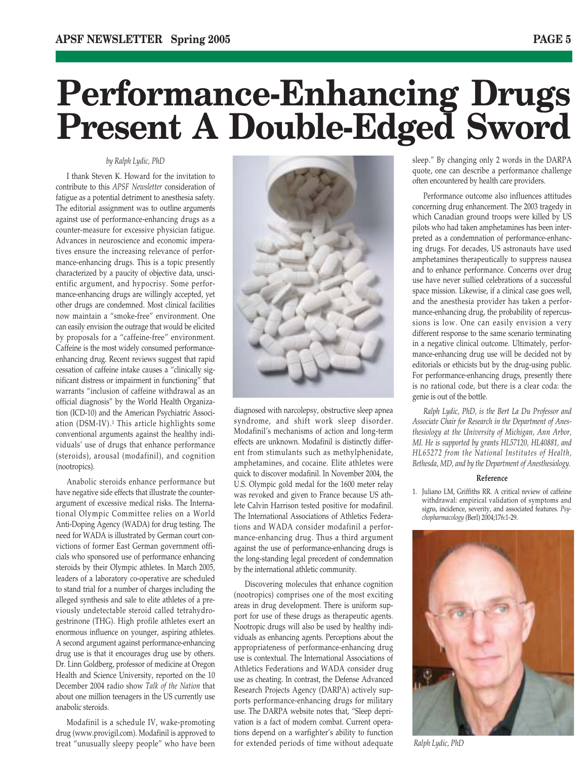# Performance-Enhancing Drugs Present A Double-Edged Sword

*by Ralph Lydic, PhD*

I thank Steven K. Howard for the invitation to contribute to this *APSF Newsletter* consideration of fatigue as a potential detriment to anesthesia safety. The editorial assignment was to outline arguments against use of performance-enhancing drugs as a counter-measure for excessive physician fatigue. Advances in neuroscience and economic imperatives ensure the increasing relevance of performance-enhancing drugs. This is a topic presently characterized by a paucity of objective data, unscientific argument, and hypocrisy. Some performance-enhancing drugs are willingly accepted, yet other drugs are condemned. Most clinical facilities now maintain a "smoke-free" environment. One can easily envision the outrage that would be elicited by proposals for a "caffeine-free" environment. Caffeine is the most widely consumed performance-enhancing drug. Recent reviews suggest that rapid cessation of caffeine intake causes a "clinically significant distress or impairment in functioning" that warrants "inclusion of caffeine withdrawal as an official diagnosis" by the World Health Organization (ICD-10) and the American Psychiatric Association (DSM-IV).[1] This article highlights some conventional arguments against the healthy individuals' use of drugs that enhance performance (steroids), arousal (modafinil), and cognition (nootropics).

Anabolic steroids enhance performance but have negative side effects that illustrate the counter-argument of excessive medical risks. The International Olympic Committee relies on a World Anti-Doping Agency (WADA) for drug testing. The need for WADA is illustrated by German court convictions of former East German government officials who sponsored use of performance enhancing steroids by their Olympic athletes. In March 2005, leaders of a laboratory co-operative are scheduled to stand trial for a number of charges including the alleged synthesis and sale to elite athletes of a previously undetectable steroid called tetrahydrogestrinone (THG). High profile athletes exert an enormous influence on younger, aspiring athletes. A second argument against performance-enhancing drug use is that it encourages drug use by others. Dr. Linn Goldberg, professor of medicine at Oregon Health and Science University, reported on the 10 December 2004 radio show *Talk of the Nation* that about one million teenagers in the US currently use anabolic steroids.

Modafinil is a schedule IV, wake-promoting drug (www.provigil.com). Modafinil is approved to treat "unusually sleepy people" who have been diagnosed with narcolepsy, obstructive sleep apnea syndrome, and shift work sleep disorder. Modafinil's mechanisms of action and long-term effects are unknown. Modafinil is distinctly different from stimulants such as methylphenidate, amphetamines, and cocaine. Elite athletes were quick to discover modafinil. In November 2004, the U.S. Olympic gold medal for the 1600 meter relay was revoked and given to France because US athlete Calvin Harrison tested positive for modafinil. The International Associations of Athletics Federations and WADA consider modafinil a performance-enhancing drug. Thus a third argument against the use of performance-enhancing drugs is the long-standing legal precedent of condemnation by the international athletic community.

Discovering molecules that enhance cognition (nootropics) comprises one of the most exciting areas in drug development. There is uniform support for use of these drugs as therapeutic agents. Nootropic drugs will also be used by healthy individuals as enhancing agents. Perceptions about the appropriateness of performance-enhancing drug use is contextual. The International Associations of Athletics Federations and WADA consider drug use as cheating. In contrast, the Defense Advanced Research Projects Agency (DARPA) actively supports performance-enhancing drugs for military use. The DARPA website notes that, "Sleep deprivation is a fact of modern combat. Current operations depend on a warfighter's ability to function for extended periods of time without adequate sleep." By changing only 2 words in the DARPA quote, one can describe a performance challenge often encountered by health care providers.

Performance outcome also influences attitudes concerning drug enhancement. The 2003 tragedy in which Canadian ground troops were killed by US pilots who had taken amphetamines has been interpreted as a condemnation of performance-enhancing drugs. For decades, US astronauts have used amphetamines therapeutically to suppress nausea and to enhance performance. Concerns over drug use have never sullied celebrations of a successful space mission. Likewise, if a clinical case goes well, and the anesthesia provider has taken a performance-enhancing drug, the probability of repercussions is low. One can easily envision a very different response to the same scenario terminating in a negative clinical outcome. Ultimately, performance-enhancing drug use will be decided not by editorials or ethicists but by the drug-using public. For performance-enhancing drugs, presently there is no rational code, but there is a clear coda: the genie is out of the bottle.

*Ralph Lydic, PhD, is the Bert La Du Professor and Associate Chair for Research in the Department of Anesthesiology at the University of Michigan, Ann Arbor, MI. He is supported by grants HL57120, HL40881, and HL65272 from the National Institutes of Health, Bethesda, MD, and by the Department of Anesthesiology.*

### Reference

1. Juliano LM, Griffiths RR. A critical review of caffeine withdrawal: empirical validation of symptoms and signs, incidence, severity, and associated features. *Psychopharmacology* (Berl) 2004;176:1-29.

*Ralph Lydic, PhD*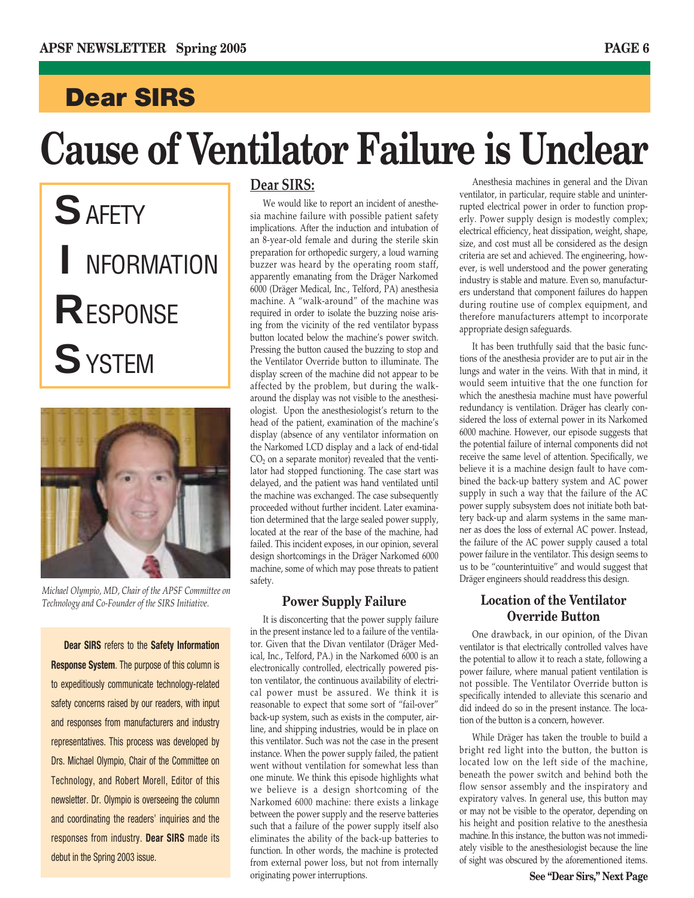## Dear SIRS

# Cause of Ventilator Failure is Unclear

**S** AFETY

**I** NFORMATION

**R** ESPONSE

**S** YSTEM

*Michael Olympio, MD, Chair of the APSF Committee on Technology and Co-Founder of the SIRS Initiative.*

**Dear SIRS** refers to the **Safety Information Response System**. The purpose of this column is to expeditiously communicate technology-related safety concerns raised by our readers, with input and responses from manufacturers and industry representatives. This process was developed by Drs. Michael Olympio, Chair of the Committee on Technology, and Robert Morell, Editor of this newsletter. Dr. Olympio is overseeing the column and coordinating the readers' inquiries and the responses from industry. **Dear SIRS** made its debut in the Spring 2003 issue.

**Dear SIRS:**

We would like to report an incident of anesthesia machine failure with possible patient safety implications. After the induction and intubation of an 8-year-old female and during the sterile skin preparation for orthopedic surgery, a loud warning buzzer was heard by the operating room staff, apparently emanating from the Dräger Narkomed 6000 (Dräger Medical, Inc., Telford, PA) anesthesia machine. A "walk-around" of the machine was required in order to isolate the buzzing noise arising from the vicinity of the red ventilator bypass button located below the machine's power switch. Pressing the button caused the buzzing to stop and the Ventilator Override button to illuminate. The display screen of the machine did not appear to be affected by the problem, but during the walk-around the display was not visible to the anesthesiologist. Upon the anesthesiologist's return to the head of the patient, examination of the machine's display (absence of any ventilator information on the Narkomed LCD display and a lack of end-tidal $CO_2$ on a separate monitor) revealed that the ventilator had stopped functioning. The case start was delayed, and the patient was hand ventilated until the machine was exchanged. The case subsequently proceeded without further incident. Later examination determined that the large sealed power supply, located at the rear of the base of the machine, had failed. This incident exposes, in our opinion, several design shortcomings in the Dräger Narkomed 6000 machine, some of which may pose threats to patient safety.

### Power Supply Failure

It is disconcerting that the power supply failure in the present instance led to a failure of the ventilator. Given that the Divan ventilator (Dräger Medical, Inc., Telford, PA.) in the Narkomed 6000 is an electronically controlled, electrically powered piston ventilator, the continuous availability of electrical power must be assured. We think it is reasonable to expect that some sort of "fail-over" back-up system, such as exists in the computer, airline, and shipping industries, would be in place on this ventilator. Such was not the case in the present instance. When the power supply failed, the patient went without ventilation for somewhat less than one minute. We think this episode highlights what we believe is a design shortcoming of the Narkomed 6000 machine: there exists a linkage between the power supply and the reserve batteries such that a failure of the power supply itself also eliminates the ability of the back-up batteries to function. In other words, the machine is protected from external power loss, but not from internally originating power interruptions.

Anesthesia machines in general and the Divan ventilator, in particular, require stable and uninterrupted electrical power in order to function properly. Power supply design is modestly complex; electrical efficiency, heat dissipation, weight, shape, size, and cost must all be considered as the design criteria are set and achieved. The engineering, however, is well understood and the power generating industry is stable and mature. Even so, manufacturers understand that component failures do happen during routine use of complex equipment, and therefore manufacturers attempt to incorporate appropriate design safeguards.

It has been truthfully said that the basic functions of the anesthesia provider are to put air in the lungs and water in the veins. With that in mind, it would seem intuitive that the one function for which the anesthesia machine must have powerful redundancy is ventilation. Dräger has clearly considered the loss of external power in its Narkomed 6000 machine. However, our episode suggests that the potential failure of internal components did not receive the same level of attention. Specifically, we believe it is a machine design fault to have combined the back-up battery system and AC power supply in such a way that the failure of the AC power supply subsystem does not initiate both battery back-up and alarm systems in the same manner as does the loss of external AC power. Instead, the failure of the AC power supply caused a total power failure in the ventilator. This design seems to us to be "counterintuitive" and would suggest that Dräger engineers should readdress this design.

### Location of the Ventilator Override Button

One drawback, in our opinion, of the Divan ventilator is that electrically controlled valves have the potential to allow it to reach a state, following a power failure, where manual patient ventilation is not possible. The Ventilator Override button is specifically intended to alleviate this scenario and did indeed do so in the present instance. The location of the button is a concern, however.

While Dräger has taken the trouble to build a bright red light into the button, the button is located low on the left side of the machine, beneath the power switch and behind both the flow sensor assembly and the inspiratory and expiratory valves. In general use, this button may or may not be visible to the operator, depending on his height and position relative to the anesthesia machine. In this instance, the button was not immediately visible to the anesthesiologist because the line of sight was obscured by the aforementioned items.

**See "Dear Sirs," Next Page**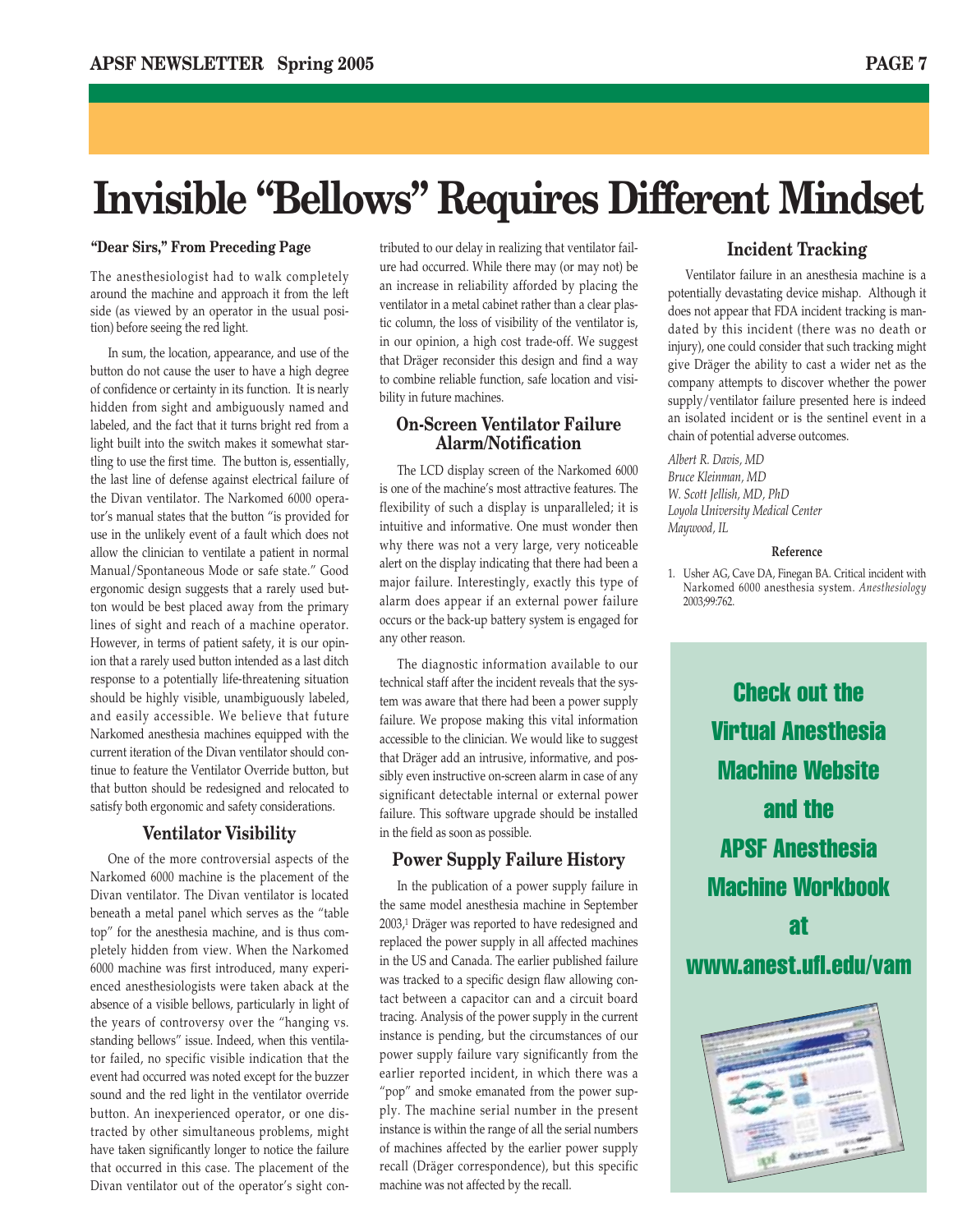# Invisible "Bellows" Requires Different Mindset

**"Dear Sirs," From Preceding Page**

The anesthesiologist had to walk completely around the machine and approach it from the left side (as viewed by an operator in the usual position) before seeing the red light.

In sum, the location, appearance, and use of the button do not cause the user to have a high degree of confidence or certainty in its function. It is nearly hidden from sight and ambiguously named and labeled, and the fact that it turns bright red from a light built into the switch makes it somewhat startling to use the first time. The button is, essentially, the last line of defense against electrical failure of the Divan ventilator. The Narkomed 6000 operator's manual states that the button "is provided for use in the unlikely event of a fault which does not allow the clinician to ventilate a patient in normal Manual/Spontaneous Mode or safe state." Good ergonomic design suggests that a rarely used button would be best placed away from the primary lines of sight and reach of a machine operator. However, in terms of patient safety, it is our opinion that a rarely used button intended as a last ditch response to a potentially life-threatening situation should be highly visible, unambiguously labeled, and easily accessible. We believe that future Narkomed anesthesia machines equipped with the current iteration of the Divan ventilator should continue to feature the Ventilator Override button, but that button should be redesigned and relocated to satisfy both ergonomic and safety considerations.

## Ventilator Visibility

One of the more controversial aspects of the Narkomed 6000 machine is the placement of the Divan ventilator. The Divan ventilator is located beneath a metal panel which serves as the "table top" for the anesthesia machine, and is thus completely hidden from view. When the Narkomed 6000 machine was first introduced, many experienced anesthesiologists were taken aback at the absence of a visible bellows, particularly in light of the years of controversy over the "hanging vs. standing bellows" issue. Indeed, when this ventilator failed, no specific visible indication that the event had occurred was noted except for the buzzer sound and the red light in the ventilator override button. An inexperienced operator, or one distracted by other simultaneous problems, might have taken significantly longer to notice the failure that occurred in this case. The placement of the Divan ventilator out of the operator's sight contributed to our delay in realizing that ventilator failure had occurred. While there may (or may not) be an increase in reliability afforded by placing the ventilator in a metal cabinet rather than a clear plastic column, the loss of visibility of the ventilator is, in our opinion, a high cost trade-off. We suggest that Dräger reconsider this design and find a way to combine reliable function, safe location and visibility in future machines.

## On-Screen Ventilator Failure Alarm/Notification

The LCD display screen of the Narkomed 6000 is one of the machine's most attractive features. The flexibility of such a display is unparalleled; it is intuitive and informative. One must wonder then why there was not a very large, very noticeable alert on the display indicating that there had been a major failure. Interestingly, exactly this type of alarm does appear if an external power failure occurs or the back-up battery system is engaged for any other reason.

The diagnostic information available to our technical staff after the incident reveals that the system was aware that there had been a power supply failure. We propose making this vital information accessible to the clinician. We would like to suggest that Dräger add an intrusive, informative, and possibly even instructive on-screen alarm in case of any significant detectable internal or external power failure. This software upgrade should be installed in the field as soon as possible.

## Power Supply Failure History

In the publication of a power supply failure in the same model anesthesia machine in September 2003,[1] Dräger was reported to have redesigned and replaced the power supply in all affected machines in the US and Canada. The earlier published failure was tracked to a specific design flaw allowing contact between a capacitor can and a circuit board tracing. Analysis of the power supply in the current instance is pending, but the circumstances of our power supply failure vary significantly from the earlier reported incident, in which there was a "pop" and smoke emanated from the power supply. The machine serial number in the present instance is within the range of all the serial numbers of machines affected by the earlier power supply recall (Dräger correspondence), but this specific machine was not affected by the recall.

## Incident Tracking

Ventilator failure in an anesthesia machine is a potentially devastating device mishap. Although it does not appear that FDA incident tracking is mandated by this incident (there was no death or injury), one could consider that such tracking might give Dräger the ability to cast a wider net as the company attempts to discover whether the power supply/ventilator failure presented here is indeed an isolated incident or is the sentinel event in a chain of potential adverse outcomes.

*Albert R. Davis, MD*
*Bruce Kleinman, MD*
*W. Scott Jellish, MD, PhD*
*Loyola University Medical Center*
*Maywood, IL*

**Reference**

1. Usher AG, Cave DA, Finegan BA. Critical incident with Narkomed 6000 anesthesia system. *Anesthesiology* 2003;99:762.

**Check out the Virtual Anesthesia Machine Website and the APSF Anesthesia Machine Workbook at www.anest.ufl.edu/vam**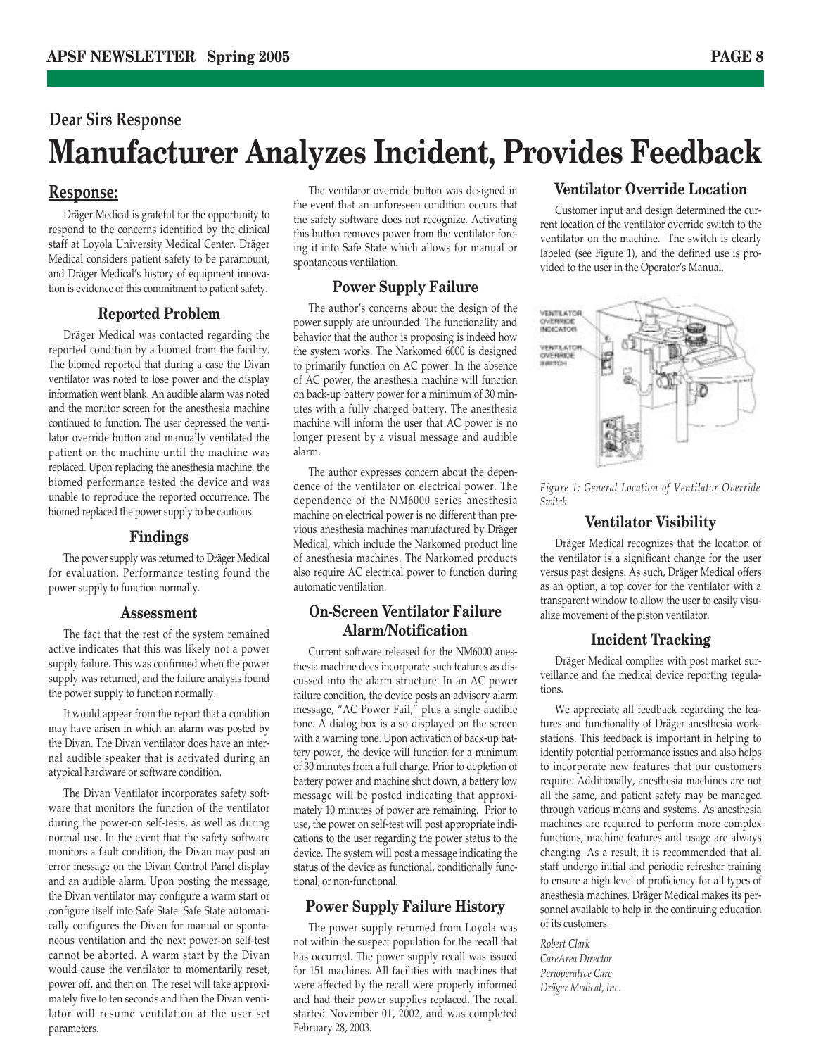## Dear Sirs Response

# Manufacturer Analyzes Incident, Provides Feedback

## Response:

Dräger Medical is grateful for the opportunity to respond to the concerns identified by the clinical staff at Loyola University Medical Center. Dräger Medical considers patient safety to be paramount, and Dräger Medical's history of equipment innovation is evidence of this commitment to patient safety.

### Reported Problem

Dräger Medical was contacted regarding the reported condition by a biomed from the facility. The biomed reported that during a case the Divan ventilator was noted to lose power and the display information went blank. An audible alarm was noted and the monitor screen for the anesthesia machine continued to function. The user depressed the ventilator override button and manually ventilated the patient on the machine until the machine was replaced. Upon replacing the anesthesia machine, the biomed performance tested the device and was unable to reproduce the reported occurrence. The biomed replaced the power supply to be cautious.

### Findings

The power supply was returned to Dräger Medical for evaluation. Performance testing found the power supply to function normally.

### Assessment

The fact that the rest of the system remained active indicates that this was likely not a power supply failure. This was confirmed when the power supply was returned, and the failure analysis found the power supply to function normally.

It would appear from the report that a condition may have arisen in which an alarm was posted by the Divan. The Divan ventilator does have an internal audible speaker that is activated during an atypical hardware or software condition.

The Divan Ventilator incorporates safety software that monitors the function of the ventilator during the power-on self-tests, as well as during normal use. In the event that the safety software monitors a fault condition, the Divan may post an error message on the Divan Control Panel display and an audible alarm. Upon posting the message, the Divan ventilator may configure a warm start or configure itself into Safe State. Safe State automatically configures the Divan for manual or spontaneous ventilation and the next power-on self-test cannot be aborted. A warm start by the Divan would cause the ventilator to momentarily reset, power off, and then on. The reset will take approximately five to ten seconds and then the Divan ventilator will resume ventilation at the user set parameters.

The ventilator override button was designed in the event that an unforeseen condition occurs that the safety software does not recognize. Activating this button removes power from the ventilator forcing it into Safe State which allows for manual or spontaneous ventilation.

### Power Supply Failure

The author's concerns about the design of the power supply are unfounded. The functionality and behavior that the author is proposing is indeed how the system works. The Narkomed 6000 is designed to primarily function on AC power. In the absence of AC power, the anesthesia machine will function on back-up battery power for a minimum of 30 minutes with a fully charged battery. The anesthesia machine will inform the user that AC power is no longer present by a visual message and audible alarm.

The author expresses concern about the dependence of the ventilator on electrical power. The dependence of the NM6000 series anesthesia machine on electrical power is no different than previous anesthesia machines manufactured by Dräger Medical, which include the Narkomed product line of anesthesia machines. The Narkomed products also require AC electrical power to function during automatic ventilation.

### On-Screen Ventilator Failure Alarm/Notification

Current software released for the NM6000 anesthesia machine does incorporate such features as discussed into the alarm structure. In an AC power failure condition, the device posts an advisory alarm message, "AC Power Fail," plus a single audible tone. A dialog box is also displayed on the screen with a warning tone. Upon activation of back-up battery power, the device will function for a minimum of 30 minutes from a full charge. Prior to depletion of battery power and machine shut down, a battery low message will be posted indicating that approximately 10 minutes of power are remaining. Prior to use, the power on self-test will post appropriate indications to the user regarding the power status to the device. The system will post a message indicating the status of the device as functional, conditionally functional, or non-functional.

### Power Supply Failure History

The power supply returned from Loyola was not within the suspect population for the recall that has occurred. The power supply recall was issued for 151 machines. All facilities with machines that were affected by the recall were properly informed and had their power supplies replaced. The recall started November 01, 2002, and was completed February 28, 2003.

### Ventilator Override Location

Customer input and design determined the current location of the ventilator override switch to the ventilator on the machine. The switch is clearly labeled (see Figure 1), and the defined use is provided to the user in the Operator's Manual.

*Figure 1: General Location of Ventilator Override Switch*

### Ventilator Visibility

Dräger Medical recognizes that the location of the ventilator is a significant change for the user versus past designs. As such, Dräger Medical offers as an option, a top cover for the ventilator with a transparent window to allow the user to easily visualize movement of the piston ventilator.

### Incident Tracking

Dräger Medical complies with post market surveillance and the medical device reporting regulations.

We appreciate all feedback regarding the features and functionality of Dräger anesthesia workstations. This feedback is important in helping to identify potential performance issues and also helps to incorporate new features that our customers require. Additionally, anesthesia machines are not all the same, and patient safety may be managed through various means and systems. As anesthesia machines are required to perform more complex functions, machine features and usage are always changing. As a result, it is recommended that all staff undergo initial and periodic refresher training to ensure a high level of proficiency for all types of anesthesia machines. Dräger Medical makes its personnel available to help in the continuing education of its customers.

*Robert Clark*
*CareArea Director*
*Perioperative Care*
*Dräger Medical, Inc.*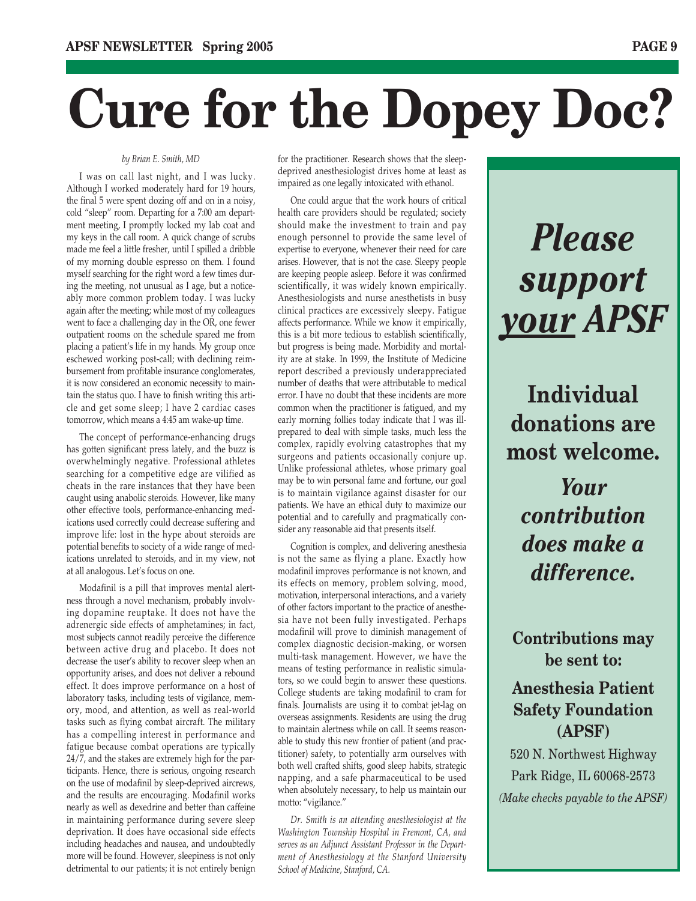# Cure for the Dopey Doc?

*by Brian E. Smith, MD*

I was on call last night, and I was lucky. Although I worked moderately hard for 19 hours, the final 5 were spent dozing off and on in a noisy, cold "sleep" room. Departing for a 7:00 am department meeting, I promptly locked my lab coat and my keys in the call room. A quick change of scrubs made me feel a little fresher, until I spilled a dribble of my morning double espresso on them. I found myself searching for the right word a few times during the meeting, not unusual as I age, but a noticeably more common problem today. I was lucky again after the meeting; while most of my colleagues went to face a challenging day in the OR, one fewer outpatient rooms on the schedule spared me from placing a patient's life in my hands. My group once eschewed working post-call; with declining reimbursement from profitable insurance conglomerates, it is now considered an economic necessity to maintain the status quo. I have to finish writing this article and get some sleep; I have 2 cardiac cases tomorrow, which means a 4:45 am wake-up time.

The concept of performance-enhancing drugs has gotten significant press lately, and the buzz is overwhelmingly negative. Professional athletes searching for a competitive edge are vilified as cheats in the rare instances that they have been caught using anabolic steroids. However, like many other effective tools, performance-enhancing medications used correctly could decrease suffering and improve life: lost in the hype about steroids are potential benefits to society of a wide range of medications unrelated to steroids, and in my view, not at all analogous. Let's focus on one.

Modafinil is a pill that improves mental alertness through a novel mechanism, probably involving dopamine reuptake. It does not have the adrenergic side effects of amphetamines; in fact, most subjects cannot readily perceive the difference between active drug and placebo. It does not decrease the user's ability to recover sleep when an opportunity arises, and does not deliver a rebound effect. It does improve performance on a host of laboratory tasks, including tests of vigilance, memory, mood, and attention, as well as real-world tasks such as flying combat aircraft. The military has a compelling interest in performance and fatigue because combat operations are typically 24/7, and the stakes are extremely high for the participants. Hence, there is serious, ongoing research on the use of modafinil by sleep-deprived aircrews, and the results are encouraging. Modafinil works nearly as well as dexedrine and better than caffeine in maintaining performance during severe sleep deprivation. It does have occasional side effects including headaches and nausea, and undoubtedly more will be found. However, sleepiness is not only detrimental to our patients; it is not entirely benign for the practitioner. Research shows that the sleep-deprived anesthesiologist drives home at least as impaired as one legally intoxicated with ethanol.

One could argue that the work hours of critical health care providers should be regulated; society should make the investment to train and pay enough personnel to provide the same level of expertise to everyone, whenever their need for care arises. However, that is not the case. Sleepy people are keeping people asleep. Before it was confirmed scientifically, it was widely known empirically. Anesthesiologists and nurse anesthetists in busy clinical practices are excessively sleepy. Fatigue affects performance. While we know it empirically, this is a bit more tedious to establish scientifically, but progress is being made. Morbidity and mortality are at stake. In 1999, the Institute of Medicine report described a previously underappreciated number of deaths that were attributable to medical error. I have no doubt that these incidents are more common when the practitioner is fatigued, and my early morning follies today indicate that I was ill-prepared to deal with simple tasks, much less the complex, rapidly evolving catastrophes that my surgeons and patients occasionally conjure up. Unlike professional athletes, whose primary goal may be to win personal fame and fortune, our goal is to maintain vigilance against disaster for our patients. We have an ethical duty to maximize our potential and to carefully and pragmatically consider any reasonable aid that presents itself.

Cognition is complex, and delivering anesthesia is not the same as flying a plane. Exactly how modafinil improves performance is not known, and its effects on memory, problem solving, mood, motivation, interpersonal interactions, and a variety of other factors important to the practice of anesthesia have not been fully investigated. Perhaps modafinil will prove to diminish management of complex diagnostic decision-making, or worsen multi-task management. However, we have the means of testing performance in realistic simulators, so we could begin to answer these questions. College students are taking modafinil to cram for finals. Journalists are using it to combat jet-lag on overseas assignments. Residents are using the drug to maintain alertness while on call. It seems reasonable to study this new frontier of patient (and practitioner) safety, to potentially arm ourselves with both well crafted shifts, good sleep habits, strategic napping, and a safe pharmaceutical to be used when absolutely necessary, to help us maintain our motto: "vigilance."

*Dr. Smith is an attending anesthesiologist at the Washington Township Hospital in Fremont, CA, and serves as an Adjunct Assistant Professor in the Department of Anesthesiology at the Stanford University School of Medicine, Stanford, CA.*

---

## *Please support your APSF*

**Individual donations are most welcome.**

***Your contribution does make a difference.***

**Contributions may be sent to:**

**Anesthesia Patient Safety Foundation (APSF)**

520 N. Northwest Highway
Park Ridge, IL 60068-2573
*(Make checks payable to the APSF)*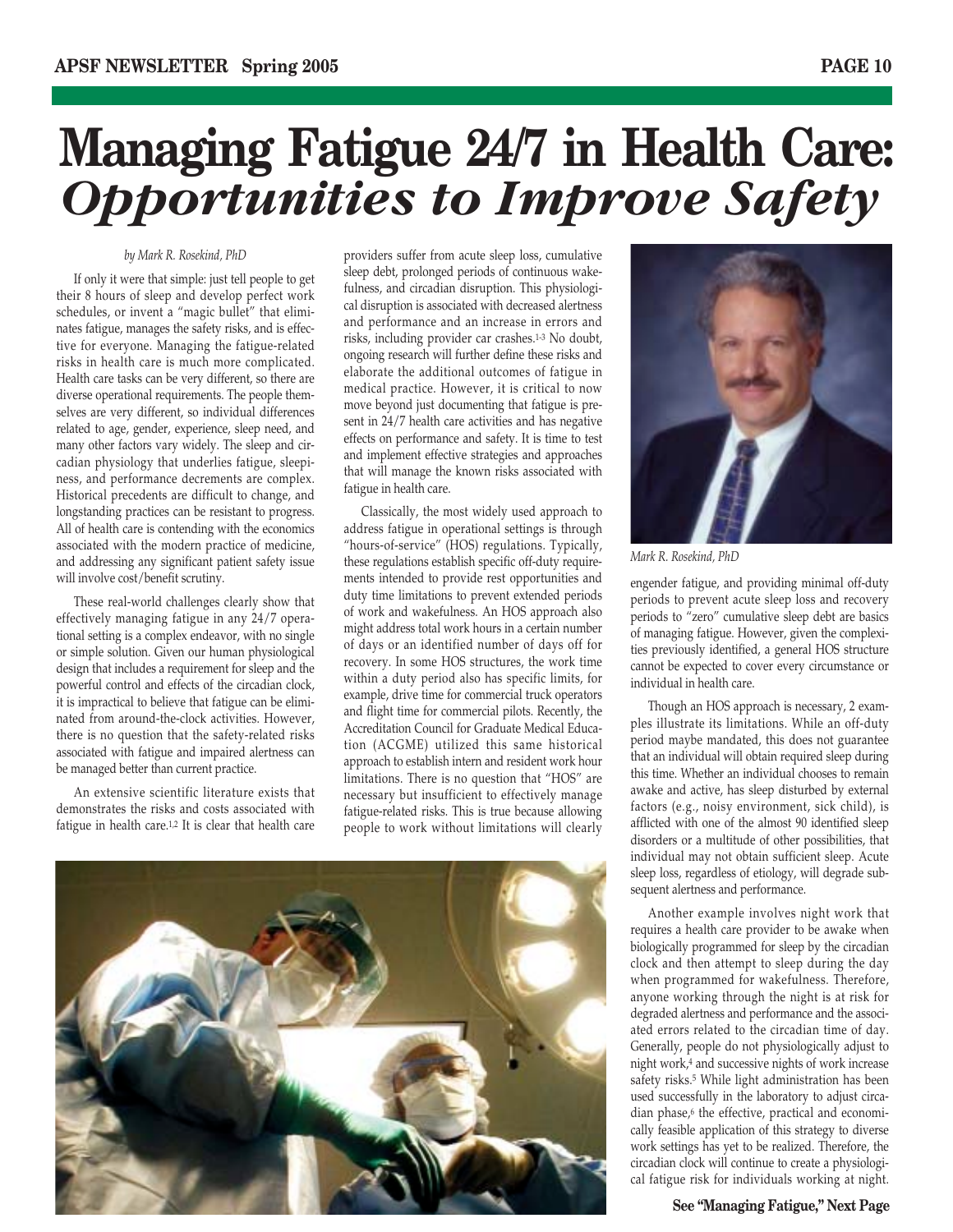# Managing Fatigue 24/7 in Health Care: *Opportunities to Improve Safety*

*by Mark R. Rosekind, PhD*

If only it were that simple: just tell people to get their 8 hours of sleep and develop perfect work schedules, or invent a "magic bullet" that eliminates fatigue, manages the safety risks, and is effective for everyone. Managing the fatigue-related risks in health care is much more complicated. Health care tasks can be very different, so there are diverse operational requirements. The people themselves are very different, so individual differences related to age, gender, experience, sleep need, and many other factors vary widely. The sleep and circadian physiology that underlies fatigue, sleepiness, and performance decrements are complex. Historical precedents are difficult to change, and longstanding practices can be resistant to progress. All of health care is contending with the economics associated with the modern practice of medicine, and addressing any significant patient safety issue will involve cost/benefit scrutiny.

These real-world challenges clearly show that effectively managing fatigue in any 24/7 operational setting is a complex endeavor, with no single or simple solution. Given our human physiological design that includes a requirement for sleep and the powerful control and effects of the circadian clock, it is impractical to believe that fatigue can be eliminated from around-the-clock activities. However, there is no question that the safety-related risks associated with fatigue and impaired alertness can be managed better than current practice.

An extensive scientific literature exists that demonstrates the risks and costs associated with fatigue in health care.[1,2] It is clear that health care providers suffer from acute sleep loss, cumulative sleep debt, prolonged periods of continuous wakefulness, and circadian disruption. This physiological disruption is associated with decreased alertness and performance and an increase in errors and risks, including provider car crashes.[1-3] No doubt, ongoing research will further define these risks and elaborate the additional outcomes of fatigue in medical practice. However, it is critical to now move beyond just documenting that fatigue is present in 24/7 health care activities and has negative effects on performance and safety. It is time to test and implement effective strategies and approaches that will manage the known risks associated with fatigue in health care.

Classically, the most widely used approach to address fatigue in operational settings is through "hours-of-service" (HOS) regulations. Typically, these regulations establish specific off-duty requirements intended to provide rest opportunities and duty time limitations to prevent extended periods of work and wakefulness. An HOS approach also might address total work hours in a certain number of days or an identified number of days off for recovery. In some HOS structures, the work time within a duty period also has specific limits, for example, drive time for commercial truck operators and flight time for commercial pilots. Recently, the Accreditation Council for Graduate Medical Education (ACGME) utilized this same historical approach to establish intern and resident work hour limitations. There is no question that "HOS" are necessary but insufficient to effectively manage fatigue-related risks. This is true because allowing people to work without limitations will clearly engender fatigue, and providing minimal off-duty periods to prevent acute sleep loss and recovery periods to "zero" cumulative sleep debt are basics of managing fatigue. However, given the complexities previously identified, a general HOS structure cannot be expected to cover every circumstance or individual in health care.

Mark R. Rosekind, PhD

Though an HOS approach is necessary, 2 examples illustrate its limitations. While an off-duty period may be mandated, this does not guarantee that an individual will obtain required sleep during this time. Whether an individual chooses to remain awake and active, has sleep disturbed by external factors (e.g., noisy environment, sick child), is afflicted with one of the almost 90 identified sleep disorders or a multitude of other possibilities, that individual may not obtain sufficient sleep. Acute sleep loss, regardless of etiology, will degrade subsequent alertness and performance.

Another example involves night work that requires a health care provider to be awake when biologically programmed for sleep by the circadian clock and then attempt to sleep during the day when programmed for wakefulness. Therefore, anyone working through the night is at risk for degraded alertness and performance and the associated errors related to the circadian time of day. Generally, people do not physiologically adjust to night work,[4] and successive nights of work increase safety risks.[5] While light administration has been used successfully in the laboratory to adjust circadian phase,[6] the effective, practical and economically feasible application of this strategy to diverse work settings has yet to be realized. Therefore, the circadian clock will continue to create a physiological fatigue risk for individuals working at night.

**See "Managing Fatigue," Next Page**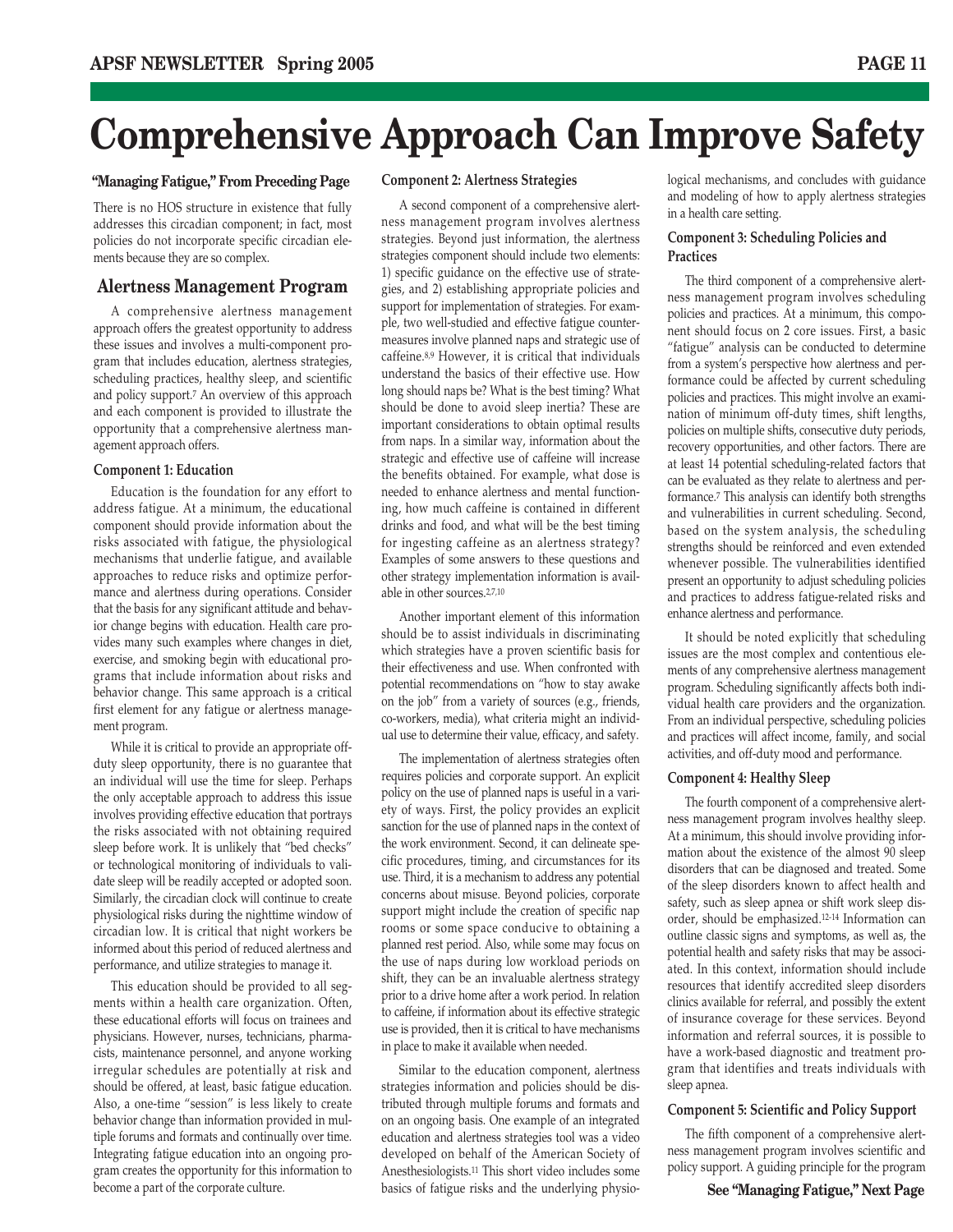# Comprehensive Approach Can Improve Safety

**"Managing Fatigue," From Preceding Page**

There is no HOS structure in existence that fully addresses this circadian component; in fact, most policies do not incorporate specific circadian elements because they are so complex.

## Alertness Management Program

A comprehensive alertness management approach offers the greatest opportunity to address these issues and involves a multi-component program that includes education, alertness strategies, scheduling practices, healthy sleep, and scientific and policy support.[7] An overview of this approach and each component is provided to illustrate the opportunity that a comprehensive alertness management approach offers.

### Component 1: Education

Education is the foundation for any effort to address fatigue. At a minimum, the educational component should provide information about the risks associated with fatigue, the physiological mechanisms that underlie fatigue, and available approaches to reduce risks and optimize performance and alertness during operations. Consider that the basis for any significant attitude and behavior change begins with education. Health care provides many such examples where changes in diet, exercise, and smoking begin with educational programs that include information about risks and behavior change. This same approach is a critical first element for any fatigue or alertness management program.

While it is critical to provide an appropriate off-duty sleep opportunity, there is no guarantee that an individual will use the time for sleep. Perhaps the only acceptable approach to address this issue involves providing effective education that portrays the risks associated with not obtaining required sleep before work. It is unlikely that "bed checks" or technological monitoring of individuals to validate sleep will be readily accepted or adopted soon. Similarly, the circadian clock will continue to create physiological risks during the nighttime window of circadian low. It is critical that night workers be informed about this period of reduced alertness and performance, and utilize strategies to manage it.

This education should be provided to all segments within a health care organization. Often, these educational efforts will focus on trainees and physicians. However, nurses, technicians, pharmacists, maintenance personnel, and anyone working irregular schedules are potentially at risk and should be offered, at least, basic fatigue education. Also, a one-time "session" is less likely to create behavior change than information provided in multiple forums and formats and continually over time. Integrating fatigue education into an ongoing program creates the opportunity for this information to become a part of the corporate culture.

### Component 2: Alertness Strategies

A second component of a comprehensive alertness management program involves alertness strategies. Beyond just information, the alertness strategies component should include two elements: 1) specific guidance on the effective use of strategies, and 2) establishing appropriate policies and support for implementation of strategies. For example, two well-studied and effective fatigue countermeasures involve planned naps and strategic use of caffeine.[8,9] However, it is critical that individuals understand the basics of their effective use. How long should naps be? What is the best timing? What should be done to avoid sleep inertia? These are important considerations to obtain optimal results from naps. In a similar way, information about the strategic and effective use of caffeine will increase the benefits obtained. For example, what dose is needed to enhance alertness and mental functioning, how much caffeine is contained in different drinks and food, and what will be the best timing for ingesting caffeine as an alertness strategy? Examples of some answers to these questions and other strategy implementation information is available in other sources.[2,7,10]

Another important element of this information should be to assist individuals in discriminating which strategies have a proven scientific basis for their effectiveness and use. When confronted with potential recommendations on "how to stay awake on the job" from a variety of sources (e.g., friends, co-workers, media), what criteria might an individual use to determine their value, efficacy, and safety.

The implementation of alertness strategies often requires policies and corporate support. An explicit policy on the use of planned naps is useful in a variety of ways. First, the policy provides an explicit sanction for the use of planned naps in the context of the work environment. Second, it can delineate specific procedures, timing, and circumstances for its use. Third, it is a mechanism to address any potential concerns about misuse. Beyond policies, corporate support might include the creation of specific nap rooms or some space conducive to obtaining a planned rest period. Also, while some may focus on the use of naps during low workload periods on shift, they can be an invaluable alertness strategy prior to a drive home after a work period. In relation to caffeine, if information about its effective strategic use is provided, then it is critical to have mechanisms in place to make it available when needed.

Similar to the education component, alertness strategies information and policies should be distributed through multiple forums and formats and on an ongoing basis. One example of an integrated education and alertness strategies tool was a video developed on behalf of the American Society of Anesthesiologists.[11] This short video includes some basics of fatigue risks and the underlying physiological mechanisms, and concludes with guidance and modeling of how to apply alertness strategies in a health care setting.

### Component 3: Scheduling Policies and Practices

The third component of a comprehensive alertness management program involves scheduling policies and practices. At a minimum, this component should focus on 2 core issues. First, a basic "fatigue" analysis can be conducted to determine from a system's perspective how alertness and performance could be affected by current scheduling policies and practices. This might involve an examination of minimum off-duty times, shift lengths, policies on multiple shifts, consecutive duty periods, recovery opportunities, and other factors. There are at least 14 potential scheduling-related factors that can be evaluated as they relate to alertness and performance.[7] This analysis can identify both strengths and vulnerabilities in current scheduling. Second, based on the system analysis, the scheduling strengths should be reinforced and even extended whenever possible. The vulnerabilities identified present an opportunity to adjust scheduling policies and practices to address fatigue-related risks and enhance alertness and performance.

It should be noted explicitly that scheduling issues are the most complex and contentious elements of any comprehensive alertness management program. Scheduling significantly affects both individual health care providers and the organization. From an individual perspective, scheduling policies and practices will affect income, family, and social activities, and off-duty mood and performance.

### Component 4: Healthy Sleep

The fourth component of a comprehensive alertness management program involves healthy sleep. At a minimum, this should involve providing information about the existence of the almost 90 sleep disorders that can be diagnosed and treated. Some of the sleep disorders known to affect health and safety, such as sleep apnea or shift work sleep disorder, should be emphasized.[12-14] Information can outline classic signs and symptoms, as well as, the potential health and safety risks that may be associated. In this context, information should include resources that identify accredited sleep disorders clinics available for referral, and possibly the extent of insurance coverage for these services. Beyond information and referral sources, it is possible to have a work-based diagnostic and treatment program that identifies and treats individuals with sleep apnea.

### Component 5: Scientific and Policy Support

The fifth component of a comprehensive alertness management program involves scientific and policy support. A guiding principle for the program

**See "Managing Fatigue," Next Page**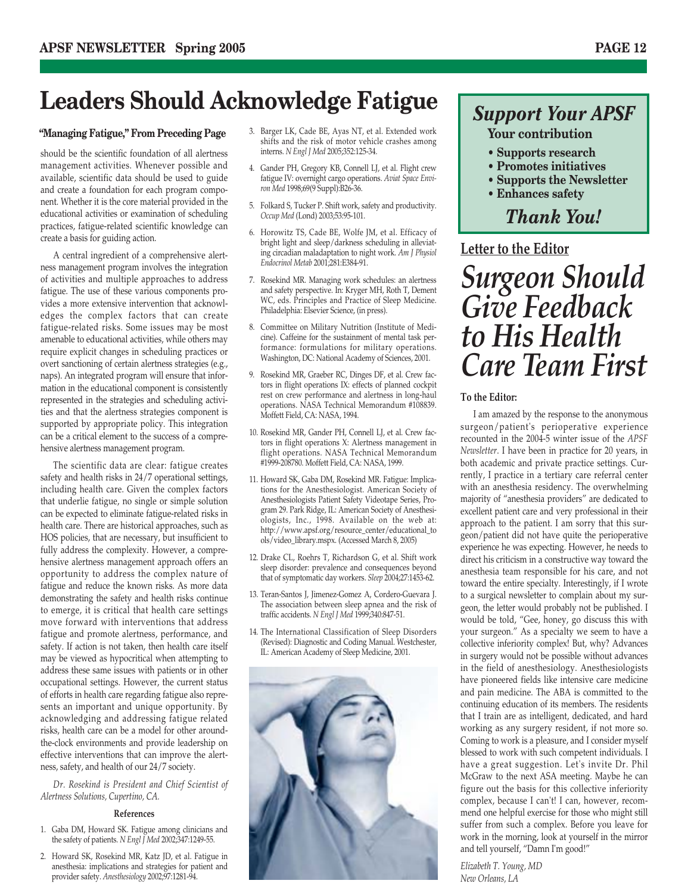# Leaders Should Acknowledge Fatigue

**"Managing Fatigue," From Preceding Page**

should be the scientific foundation of all alertness management activities. Whenever possible and available, scientific data should be used to guide and create a foundation for each program component. Whether it is the core material provided in the educational activities or examination of scheduling practices, fatigue-related scientific knowledge can create a basis for guiding action.

A central ingredient of a comprehensive alertness management program involves the integration of activities and multiple approaches to address fatigue. The use of these various components provides a more extensive intervention that acknowledges the complex factors that can create fatigue-related risks. Some issues may be most amenable to educational activities, while others may require explicit changes in scheduling practices or overt sanctioning of certain alertness strategies (e.g., naps). An integrated program will ensure that information in the educational component is consistently represented in the strategies and scheduling activities and that the alertness strategies component is supported by appropriate policy. This integration can be a critical element to the success of a comprehensive alertness management program.

The scientific data are clear: fatigue creates safety and health risks in 24/7 operational settings, including health care. Given the complex factors that underlie fatigue, no single or simple solution can be expected to eliminate fatigue-related risks in health care. There are historical approaches, such as HOS policies, that are necessary, but insufficient to fully address the complexity. However, a comprehensive alertness management approach offers an opportunity to address the complex nature of fatigue and reduce the known risks. As more data demonstrating the safety and health risks continue to emerge, it is critical that health care settings move forward with interventions that address fatigue and promote alertness, performance, and safety. If action is not taken, then health care itself may be viewed as hypocritical when attempting to address these same issues with patients or in other occupational settings. However, the current status of efforts in health care regarding fatigue also represents an important and unique opportunity. By acknowledging and addressing fatigue related risks, health care can be a model for other around-the-clock environments and provide leadership on effective interventions that can improve the alertness, safety, and health of our 24/7 society.

*Dr. Rosekind is President and Chief Scientist of Alertness Solutions, Cupertino, CA.*

### References

1. Gaba DM, Howard SK. Fatigue among clinicians and the safety of patients. *N Engl J Med* 2002;347:1249-55.
2. Howard SK, Rosekind MR, Katz JD, et al. Fatigue in anesthesia: implications and strategies for patient and provider safety. *Anesthesiology* 2002;97:1281-94.
3. Barger LK, Cade BE, Ayas NT, et al. Extended work shifts and the risk of motor vehicle crashes among interns. *N Engl J Med* 2005;352:125-34.
4. Gander PH, Gregory KB, Connell LJ, et al. Flight crew fatigue IV: overnight cargo operations. *Aviat Space Environ Med* 1998;69(9 Suppl):B26-36.
5. Folkard S, Tucker P. Shift work, safety and productivity. *Occup Med* (Lond) 2003;53:95-101.
6. Horowitz TS, Cade BE, Wolfe JM, et al. Efficacy of bright light and sleep/darkness scheduling in alleviating circadian maladaptation to night work. *Am J Physiol Endocrinol Metab* 2001;281:E384-91.
7. Rosekind MR. Managing work schedules: an alertness and safety perspective. In: Kryger MH, Roth T, Dement WC, eds. Principles and Practice of Sleep Medicine. Philadelphia: Elsevier Science, (in press).
8. Committee on Military Nutrition (Institute of Medicine). Caffeine for the sustainment of mental task performance: formulations for military operations. Washington, DC: National Academy of Sciences, 2001.
9. Rosekind MR, Graeber RC, Dinges DF, et al. Crew factors in flight operations IX: effects of planned cockpit rest on crew performance and alertness in long-haul operations. NASA Technical Memorandum #108839. Moffett Field, CA: NASA, 1994.
10. Rosekind MR, Gander PH, Connell LJ, et al. Crew factors in flight operations X: Alertness management in flight operations. NASA Technical Memorandum #1999-208780. Moffett Field, CA: NASA, 1999.
11. Howard SK, Gaba DM, Rosekind MR. Fatigue: Implications for the Anesthesiologist. American Society of Anesthesiologists Patient Safety Videotape Series, Program 29. Park Ridge, IL: American Society of Anesthesiologists, Inc., 1998. Available on the web at: http://www.apsf.org/resource_center/educational_tools/video_library.mspx. (Accessed March 8, 2005)
12. Drake CL, Roehrs T, Richardson G, et al. Shift work sleep disorder: prevalence and consequences beyond that of symptomatic day workers. *Sleep* 2004;27:1453-62.
13. Teran-Santos J, Jimenez-Gomez A, Cordero-Guevara J. The association between sleep apnea and the risk of traffic accidents. *N Engl J Med* 1999;340:847-51.
14. The International Classification of Sleep Disorders (Revised): Diagnostic and Coding Manual. Westchester, IL: American Academy of Sleep Medicine, 2001.

---

## *Support Your APSF*

**Your contribution**

- **Supports research**
- **Promotes initiatives**
- **Supports the Newsletter**
- **Enhances safety**

***Thank You!***

---

**Letter to the Editor**

# *Surgeon Should Give Feedback to His Health Care Team First*

**To the Editor:**

I am amazed by the response to the anonymous surgeon/patient's perioperative experience recounted in the 2004-5 winter issue of the *APSF Newsletter*. I have been in practice for 20 years, in both academic and private practice settings. Currently, I practice in a tertiary care referral center with an anesthesia residency. The overwhelming majority of "anesthesia providers" are dedicated to excellent patient care and very professional in their approach to the patient. I am sorry that this surgeon/patient did not have quite the perioperative experience he was expecting. However, he needs to direct his criticism in a constructive way toward the anesthesia team responsible for his care, and not toward the entire specialty. Interestingly, if I wrote to a surgical newsletter to complain about my surgeon, the letter would probably not be published. I would be told, "Gee, honey, go discuss this with your surgeon." As a specialty we seem to have a collective inferiority complex! But, why? Advances in surgery would not be possible without advances in the field of anesthesiology. Anesthesiologists have pioneered fields like intensive care medicine and pain medicine. The ABA is committed to the continuing education of its members. The residents that I train are as intelligent, dedicated, and hard working as any surgery resident, if not more so. Coming to work is a pleasure, and I consider myself blessed to work with such competent individuals. I have a great suggestion. Let's invite Dr. Phil McGraw to the next ASA meeting. Maybe he can figure out the basis for this collective inferiority complex, because I can't! I can, however, recommend one helpful exercise for those who might still suffer from such a complex. Before you leave for work in the morning, look at yourself in the mirror and tell yourself, "Damn I'm good!"

*Elizabeth T. Young, MD*
*New Orleans, LA*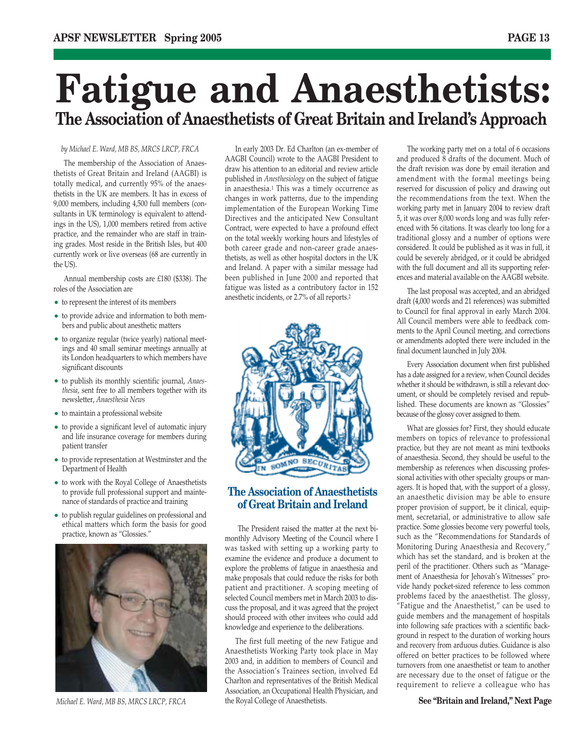# Fatigue and Anaesthetists:

## The Association of Anaesthetists of Great Britain and Ireland's Approach

*by Michael E. Ward, MB BS, MRCS LRCP, FRCA*

The membership of the Association of Anaesthetists of Great Britain and Ireland (AAGBI) is totally medical, and currently 95% of the anaesthetists in the UK are members. It has in excess of 9,000 members, including 4,500 full members (consultants in UK terminology is equivalent to attendings in the US), 1,000 members retired from active practice, and the remainder who are staff in training grades. Most reside in the British Isles, but 400 currently work or live overseas (68 are currently in the US).

Annual membership costs are £180 ($338). The roles of the Association are

- to represent the interest of its members
- to provide advice and information to both members and public about anesthetic matters
- to organize regular (twice yearly) national meetings and 40 small seminar meetings annually at its London headquarters to which members have significant discounts
- to publish its monthly scientific journal, *Anaesthesia*, sent free to all members together with its newsletter, *Anaesthesia News*
- to maintain a professional website
- to provide a significant level of automatic injury and life insurance coverage for members during patient transfer
- to provide representation at Westminster and the Department of Health
- to work with the Royal College of Anaesthetists to provide full professional support and maintenance of standards of practice and training
- to publish regular guidelines on professional and ethical matters which form the basis for good practice, known as "Glossies."

*Michael E. Ward, MB BS, MRCS LRCP, FRCA*

In early 2003 Dr. Ed Charlton (an ex-member of AAGBI Council) wrote to the AAGBI President to draw his attention to an editorial and review article published in *Anesthesiology* on the subject of fatigue in anaesthesia.[1] This was a timely occurrence as changes in work patterns, due to the impending implementation of the European Working Time Directives and the anticipated New Consultant Contract, were expected to have a profound effect on the total weekly working hours and lifestyles of both career grade and non-career grade anaesthetists, as well as other hospital doctors in the UK and Ireland. A paper with a similar message had been published in June 2000 and reported that fatigue was listed as a contributory factor in 152 anesthetic incidents, or 2.7% of all reports.[2]

IN SOMNO SECURITAS

**The Association of Anaesthetists of Great Britain and Ireland**

The President raised the matter at the next bi-monthly Advisory Meeting of the Council where I was tasked with setting up a working party to examine the evidence and produce a document to explore the problems of fatigue in anaesthesia and make proposals that could reduce the risks for both patient and practitioner. A scoping meeting of selected Council members met in March 2003 to discuss the proposal, and it was agreed that the project should proceed with other invitees who could add knowledge and experience to the deliberations.

The first full meeting of the new Fatigue and Anaesthetists Working Party took place in May 2003 and, in addition to members of Council and the Association's Trainees section, involved Ed Charlton and representatives of the British Medical Association, an Occupational Health Physician, and the Royal College of Anaesthetists.

The working party met on a total of 6 occasions and produced 8 drafts of the document. Much of the draft revision was done by email iteration and amendment with the formal meetings being reserved for discussion of policy and drawing out the recommendations from the text. When the working party met in January 2004 to review draft 5, it was over 8,000 words long and was fully referenced with 56 citations. It was clearly too long for a traditional glossy and a number of options were considered. It could be published as it was in full, it could be severely abridged, or it could be abridged with the full document and all its supporting references and material available on the AAGBI website.

The last proposal was accepted, and an abridged draft (4,000 words and 21 references) was submitted to Council for final approval in early March 2004. All Council members were able to feedback comments to the April Council meeting, and corrections or amendments adopted there were included in the final document launched in July 2004.

Every Association document when first published has a date assigned for a review, when Council decides whether it should be withdrawn, is still a relevant document, or should be completely revised and republished. These documents are known as "Glossies" because of the glossy cover assigned to them.

What are glossies for? First, they should educate members on topics of relevance to professional practice, but they are not meant as mini textbooks of anaesthesia. Second, they should be useful to the membership as references when discussing professional activities with other specialty groups or managers. It is hoped that, with the support of a glossy, an anaesthetic division may be able to ensure proper provision of support, be it clinical, equipment, secretarial, or administrative to allow safe practice. Some glossies become very powerful tools, such as the "Recommendations for Standards of Monitoring During Anaesthesia and Recovery," which has set the standard, and is broken at the peril of the practitioner. Others such as "Management of Anaesthesia for Jehovah's Witnesses" provide handy pocket-sized reference to less common problems faced by the anaesthetist. The glossy, "Fatigue and the Anaesthetist," can be used to guide members and the management of hospitals into following safe practices with a scientific background in respect to the duration of working hours and recovery from arduous duties. Guidance is also offered on better practices to be followed where turnovers from one anaesthetist or team to another are necessary due to the onset of fatigue or the requirement to relieve a colleague who has

**See "Britain and Ireland," Next Page**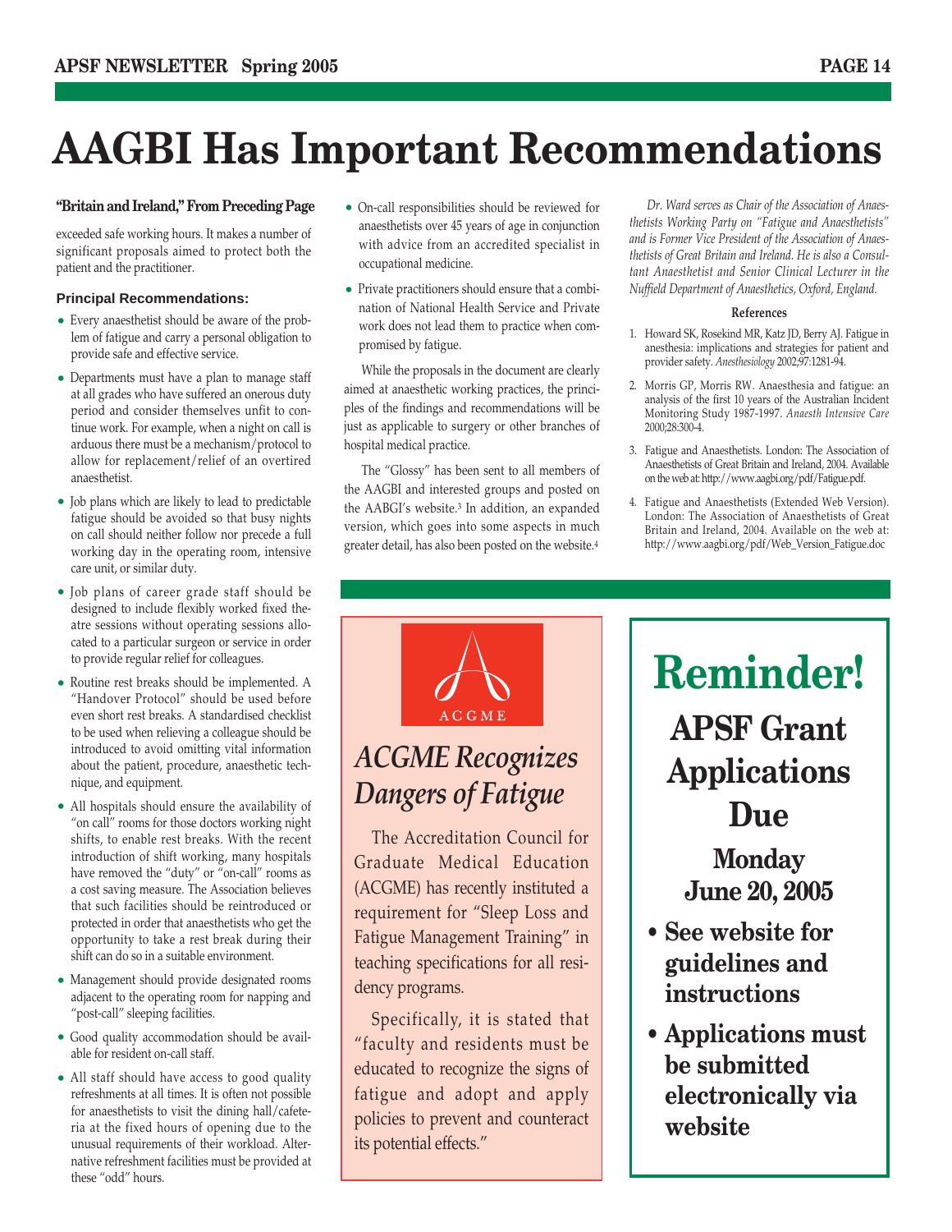# AAGBI Has Important Recommendations

**"Britain and Ireland," From Preceding Page**

exceeded safe working hours. It makes a number of significant proposals aimed to protect both the patient and the practitioner.

### Principal Recommendations:

- Every anaesthetist should be aware of the problem of fatigue and carry a personal obligation to provide safe and effective service.
- Departments must have a plan to manage staff at all grades who have suffered an onerous duty period and consider themselves unfit to continue work. For example, when a night on call is arduous there must be a mechanism/protocol to allow for replacement/relief of an overtired anaesthetist.
- Job plans which are likely to lead to predictable fatigue should be avoided so that busy nights on call should neither follow nor precede a full working day in the operating room, intensive care unit, or similar duty.
- Job plans of career grade staff should be designed to include flexibly worked fixed theatre sessions without operating sessions allocated to a particular surgeon or service in order to provide regular relief for colleagues.
- Routine rest breaks should be implemented. A "Handover Protocol" should be used before even short rest breaks. A standardised checklist to be used when relieving a colleague should be introduced to avoid omitting vital information about the patient, procedure, anaesthetic technique, and equipment.
- All hospitals should ensure the availability of "on call" rooms for those doctors working night shifts, to enable rest breaks. With the recent introduction of shift working, many hospitals have removed the "duty" or "on-call" rooms as a cost saving measure. The Association believes that such facilities should be reintroduced or protected in order that anaesthetists who get the opportunity to take a rest break during their shift can do so in a suitable environment.
- Management should provide designated rooms adjacent to the operating room for napping and "post-call" sleeping facilities.
- Good quality accommodation should be available for resident on-call staff.
- All staff should have access to good quality refreshments at all times. It is often not possible for anaesthetists to visit the dining hall/cafeteria at the fixed hours of opening due to the unusual requirements of their workload. Alternative refreshment facilities must be provided at these "odd" hours.
- On-call responsibilities should be reviewed for anaesthetists over 45 years of age in conjunction with advice from an accredited specialist in occupational medicine.
- Private practitioners should ensure that a combination of National Health Service and Private work does not lead them to practice when compromised by fatigue.

While the proposals in the document are clearly aimed at anaesthetic working practices, the principles of the findings and recommendations will be just as applicable to surgery or other branches of hospital medical practice.

The "Glossy" has been sent to all members of the AAGBI and interested groups and posted on the AABGI's website.[3] In addition, an expanded version, which goes into some aspects in much greater detail, has also been posted on the website.[4]

*Dr. Ward serves as Chair of the Association of Anaesthetists Working Party on "Fatigue and Anaesthetists" and is Former Vice President of the Association of Anaesthetists of Great Britain and Ireland. He is also a Consultant Anaesthetist and Senior Clinical Lecturer in the Nuffield Department of Anaesthetics, Oxford, England.*

**References**

1. Howard SK, Rosekind MR, Katz JD, Berry AJ. Fatigue in anesthesia: implications and strategies for patient and provider safety. *Anesthesiology* 2002;97:1281-94.
2. Morris GP, Morris RW. Anaesthesia and fatigue: an analysis of the first 10 years of the Australian Incident Monitoring Study 1987-1997. *Anaesth Intensive Care* 2000;28:300-4.
3. Fatigue and Anaesthetists. London: The Association of Anaesthetists of Great Britain and Ireland, 2004. Available on the web at: http://www.aagbi.org/pdf/Fatigue.pdf.
4. Fatigue and Anaesthetists (Extended Web Version). London: The Association of Anaesthetists of Great Britain and Ireland, 2004. Available on the web at: http://www.aagbi.org/pdf/Web_Version_Fatigue.doc

ACGME

## *ACGME Recognizes Dangers of Fatigue*

The Accreditation Council for Graduate Medical Education (ACGME) has recently instituted a requirement for "Sleep Loss and Fatigue Management Training" in teaching specifications for all residency programs.

Specifically, it is stated that "faculty and residents must be educated to recognize the signs of fatigue and adopt and apply policies to prevent and counteract its potential effects."

## Reminder!

### APSF Grant Applications Due

**Monday June 20, 2005**

- **See website for guidelines and instructions**
- **Applications must be submitted electronically via website**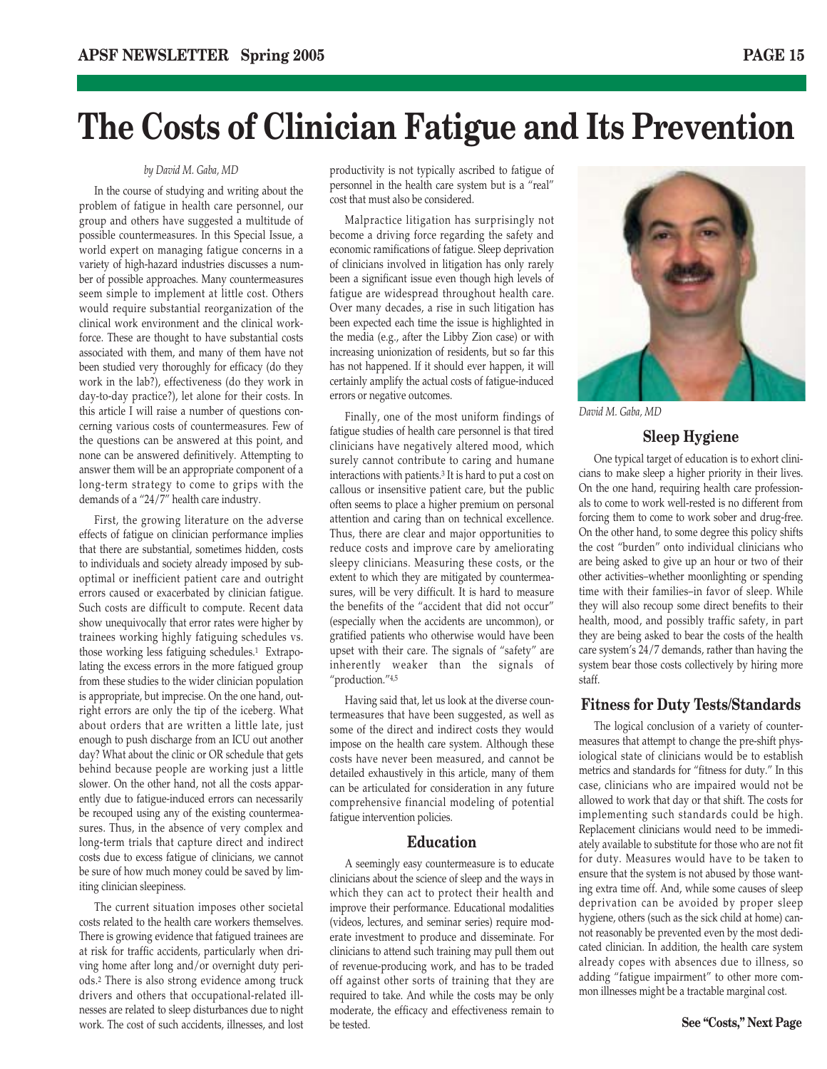# The Costs of Clinician Fatigue and Its Prevention

*by David M. Gaba, MD*

In the course of studying and writing about the problem of fatigue in health care personnel, our group and others have suggested a multitude of possible countermeasures. In this Special Issue, a world expert on managing fatigue concerns in a variety of high-hazard industries discusses a number of possible approaches. Many countermeasures seem simple to implement at little cost. Others would require substantial reorganization of the clinical work environment and the clinical workforce. These are thought to have substantial costs associated with them, and many of them have not been studied very thoroughly for efficacy (do they work in the lab?), effectiveness (do they work in day-to-day practice?), let alone for their costs. In this article I will raise a number of questions concerning various costs of countermeasures. Few of the questions can be answered at this point, and none can be answered definitively. Attempting to answer them will be an appropriate component of a long-term strategy to come to grips with the demands of a "24/7" health care industry.

First, the growing literature on the adverse effects of fatigue on clinician performance implies that there are substantial, sometimes hidden, costs to individuals and society already imposed by suboptimal or inefficient patient care and outright errors caused or exacerbated by clinician fatigue. Such costs are difficult to compute. Recent data show unequivocally that error rates were higher by trainees working highly fatiguing schedules vs. those working less fatiguing schedules.[1] Extrapolating the excess errors in the more fatigued group from these studies to the wider clinician population is appropriate, but imprecise. On the one hand, outright errors are only the tip of the iceberg. What about orders that are written a little late, just enough to push discharge from an ICU out another day? What about the clinic or OR schedule that gets behind because people are working just a little slower. On the other hand, not all the costs apparently due to fatigue-induced errors can necessarily be recouped using any of the existing countermeasures. Thus, in the absence of very complex and long-term trials that capture direct and indirect costs due to excess fatigue of clinicians, we cannot be sure of how much money could be saved by limiting clinician sleepiness.

The current situation imposes other societal costs related to the health care workers themselves. There is growing evidence that fatigued trainees are at risk for traffic accidents, particularly when driving home after long and/or overnight duty periods.[2] There is also strong evidence among truck drivers and others that occupational-related illnesses are related to sleep disturbances due to night work. The cost of such accidents, illnesses, and lost productivity is not typically ascribed to fatigue of personnel in the health care system but is a "real" cost that must also be considered.

Malpractice litigation has surprisingly not become a driving force regarding the safety and economic ramifications of fatigue. Sleep deprivation of clinicians involved in litigation has only rarely been a significant issue even though high levels of fatigue are widespread throughout health care. Over many decades, a rise in such litigation has been expected each time the issue is highlighted in the media (e.g., after the Libby Zion case) or with increasing unionization of residents, but so far this has not happened. If it should ever happen, it will certainly amplify the actual costs of fatigue-induced errors or negative outcomes.

Finally, one of the most uniform findings of fatigue studies of health care personnel is that tired clinicians have negatively altered mood, which surely cannot contribute to caring and humane interactions with patients.[3] It is hard to put a cost on callous or insensitive patient care, but the public often seems to place a higher premium on personal attention and caring than on technical excellence. Thus, there are clear and major opportunities to reduce costs and improve care by ameliorating sleepy clinicians. Measuring these costs, or the extent to which they are mitigated by countermeasures, will be very difficult. It is hard to measure the benefits of the "accident that did not occur" (especially when the accidents are uncommon), or gratified patients who otherwise would have been upset with their care. The signals of "safety" are inherently weaker than the signals of "production."[4,5]

Having said that, let us look at the diverse countermeasures that have been suggested, as well as some of the direct and indirect costs they would impose on the health care system. Although these costs have never been measured, and cannot be detailed exhaustively in this article, many of them can be articulated for consideration in any future comprehensive financial modeling of potential fatigue intervention policies.

## Education

A seemingly easy countermeasure is to educate clinicians about the science of sleep and the ways in which they can act to protect their health and improve their performance. Educational modalities (videos, lectures, and seminar series) require moderate investment to produce and disseminate. For clinicians to attend such training may pull them out of revenue-producing work, and has to be traded off against other sorts of training that they are required to take. And while the costs may be only moderate, the efficacy and effectiveness remain to be tested.

*David M. Gaba, MD*

## Sleep Hygiene

One typical target of education is to exhort clinicians to make sleep a higher priority in their lives. On the one hand, requiring health care professionals to come to work well-rested is no different from forcing them to come to work sober and drug-free. On the other hand, to some degree this policy shifts the cost "burden" onto individual clinicians who are being asked to give up an hour or two of their other activities–whether moonlighting or spending time with their families–in favor of sleep. While they will also recoup some direct benefits to their health, mood, and possibly traffic safety, in part they are being asked to bear the costs of the health care system's 24/7 demands, rather than having the system bear those costs collectively by hiring more staff.

## Fitness for Duty Tests/Standards

The logical conclusion of a variety of countermeasures that attempt to change the pre-shift physiological state of clinicians would be to establish metrics and standards for "fitness for duty." In this case, clinicians who are impaired would not be allowed to work that day or that shift. The costs for implementing such standards could be high. Replacement clinicians would need to be immediately available to substitute for those who are not fit for duty. Measures would have to be taken to ensure that the system is not abused by those wanting extra time off. And, while some causes of sleep deprivation can be avoided by proper sleep hygiene, others (such as the sick child at home) cannot reasonably be prevented even by the most dedicated clinician. In addition, the health care system already copes with absences due to illness, so adding "fatigue impairment" to other more common illnesses might be a tractable marginal cost.

**See "Costs," Next Page**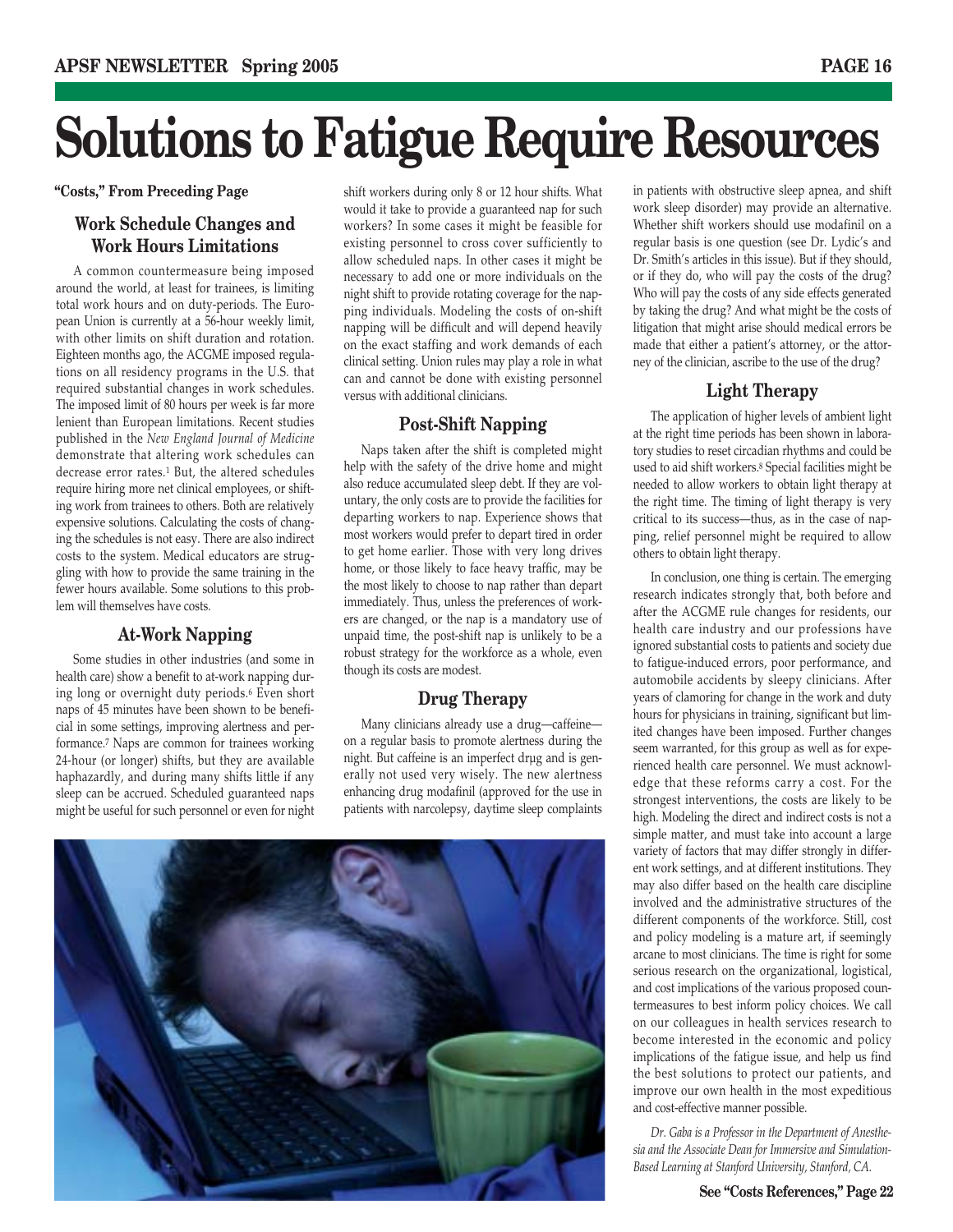# Solutions to Fatigue Require Resources

**"Costs," From Preceding Page**

## Work Schedule Changes and Work Hours Limitations

A common countermeasure being imposed around the world, at least for trainees, is limiting total work hours and on duty-periods. The European Union is currently at a 56-hour weekly limit, with other limits on shift duration and rotation. Eighteen months ago, the ACGME imposed regulations on all residency programs in the U.S. that required substantial changes in work schedules. The imposed limit of 80 hours per week is far more lenient than European limitations. Recent studies published in the *New England Journal of Medicine* demonstrate that altering work schedules can decrease error rates.[1] But, the altered schedules require hiring more net clinical employees, or shifting work from trainees to others. Both are relatively expensive solutions. Calculating the costs of changing the schedules is not easy. There are also indirect costs to the system. Medical educators are struggling with how to provide the same training in the fewer hours available. Some solutions to this problem will themselves have costs.

## At-Work Napping

Some studies in other industries (and some in health care) show a benefit to at-work napping during long or overnight duty periods.[6] Even short naps of 45 minutes have been shown to be beneficial in some settings, improving alertness and performance.[7] Naps are common for trainees working 24-hour (or longer) shifts, but they are available haphazardly, and during many shifts little if any sleep can be accrued. Scheduled guaranteed naps might be useful for such personnel or even for night shift workers during only 8 or 12 hour shifts. What would it take to provide a guaranteed nap for such workers? In some cases it might be feasible for existing personnel to cross cover sufficiently to allow scheduled naps. In other cases it might be necessary to add one or more individuals on the night shift to provide rotating coverage for the napping individuals. Modeling the costs of on-shift napping will be difficult and will depend heavily on the exact staffing and work demands of each clinical setting. Union rules may play a role in what can and cannot be done with existing personnel versus with additional clinicians.

## Post-Shift Napping

Naps taken after the shift is completed might help with the safety of the drive home and might also reduce accumulated sleep debt. If they are voluntary, the only costs are to provide the facilities for departing workers to nap. Experience shows that most workers would prefer to depart tired in order to get home earlier. Those with very long drives home, or those likely to face heavy traffic, may be the most likely to choose to nap rather than depart immediately. Thus, unless the preferences of workers are changed, or the nap is a mandatory use of unpaid time, the post-shift nap is unlikely to be a robust strategy for the workforce as a whole, even though its costs are modest.

## Drug Therapy

Many clinicians already use a drug—caffeine—on a regular basis to promote alertness during the night. But caffeine is an imperfect drug and is generally not used very wisely. The new alertness enhancing drug modafinil (approved for the use in patients with narcolepsy, daytime sleep complaints in patients with obstructive sleep apnea, and shift work sleep disorder) may provide an alternative. Whether shift workers should use modafinil on a regular basis is one question (see Dr. Lydic's and Dr. Smith's articles in this issue). But if they should, or if they do, who will pay the costs of the drug? Who will pay the costs of any side effects generated by taking the drug? And what might be the costs of litigation that might arise should medical errors be made that either a patient's attorney, or the attorney of the clinician, ascribe to the use of the drug?

## Light Therapy

The application of higher levels of ambient light at the right time periods has been shown in laboratory studies to reset circadian rhythms and could be used to aid shift workers.[8] Special facilities might be needed to allow workers to obtain light therapy at the right time. The timing of light therapy is very critical to its success—thus, as in the case of napping, relief personnel might be required to allow others to obtain light therapy.

In conclusion, one thing is certain. The emerging research indicates strongly that, both before and after the ACGME rule changes for residents, our health care industry and our professions have ignored substantial costs to patients and society due to fatigue-induced errors, poor performance, and automobile accidents by sleepy clinicians. After years of clamoring for change in the work and duty hours for physicians in training, significant but limited changes have been imposed. Further changes seem warranted, for this group as well as for experienced health care personnel. We must acknowledge that these reforms carry a cost. For the strongest interventions, the costs are likely to be high. Modeling the direct and indirect costs is not a simple matter, and must take into account a large variety of factors that may differ strongly in different work settings, and at different institutions. They may also differ based on the health care discipline involved and the administrative structures of the different components of the workforce. Still, cost and policy modeling is a mature art, if seemingly arcane to most clinicians. The time is right for some serious research on the organizational, logistical, and cost implications of the various proposed countermeasures to best inform policy choices. We call on our colleagues in health services research to become interested in the economic and policy implications of the fatigue issue, and help us find the best solutions to protect our patients, and improve our own health in the most expeditious and cost-effective manner possible.

*Dr. Gaba is a Professor in the Department of Anesthesia and the Associate Dean for Immersive and Simulation-Based Learning at Stanford University, Stanford, CA.*

**See "Costs References," Page 22**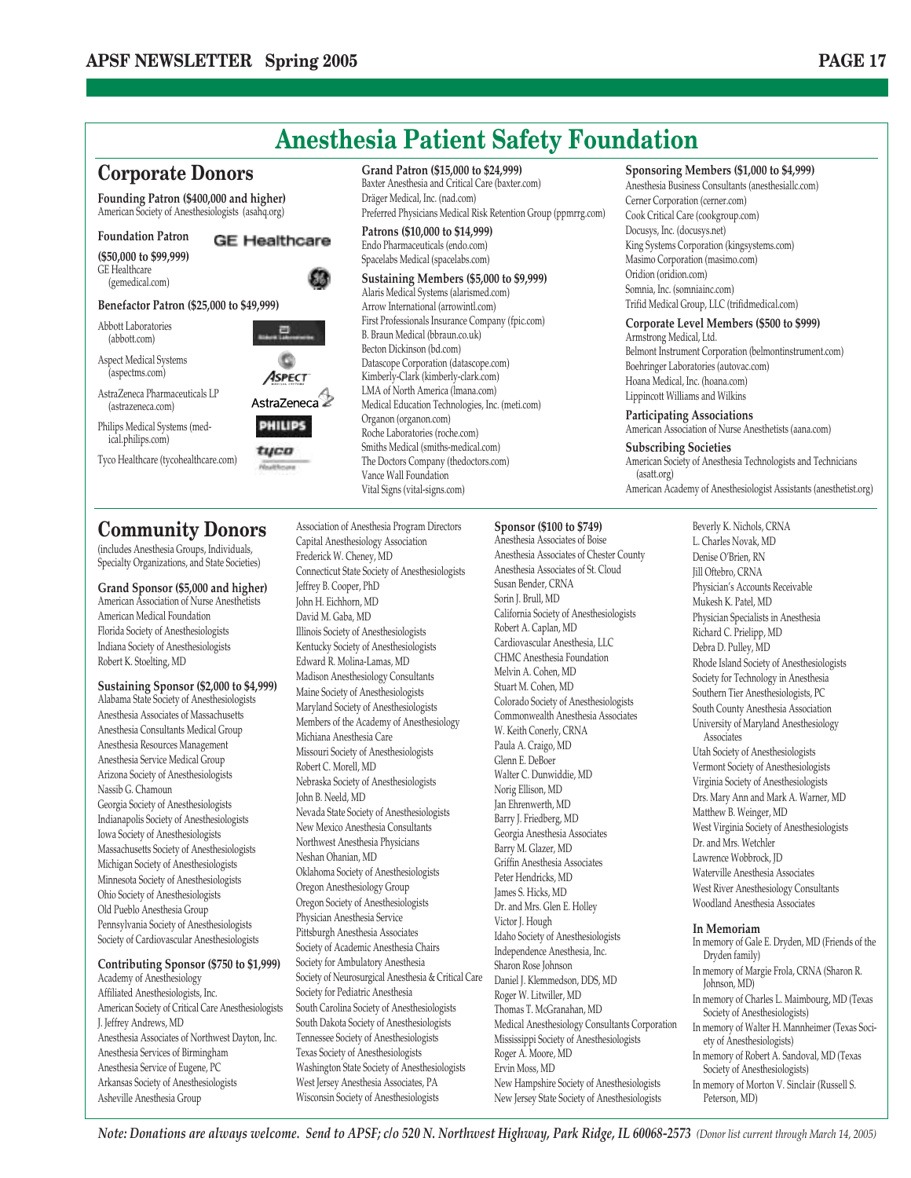# Anesthesia Patient Safety Foundation

## Corporate Donors

**Founding Patron ($400,000 and higher)**
American Society of Anesthesiologists (asahq.org)

**Foundation Patron ($50,000 to $99,999)**
GE Healthcare (gemedical.com)

**Benefactor Patron ($25,000 to $49,999)**
Abbott Laboratories (abbott.com)
Aspect Medical Systems (aspectms.com)
AstraZeneca Pharmaceuticals LP (astrazeneca.com)
Philips Medical Systems (medical.philips.com)
Tyco Healthcare (tycohealthcare.com)

**Grand Patron ($15,000 to $24,999)**
Baxter Anesthesia and Critical Care (baxter.com)
Dräger Medical, Inc. (nad.com)
Preferred Physicians Medical Risk Retention Group (ppmrrg.com)

**Patrons ($10,000 to $14,999)**
Endo Pharmaceuticals (endo.com)
Spacelabs Medical (spacelabs.com)

**Sustaining Members ($5,000 to $9,999)**
Alaris Medical Systems (alarismed.com)
Arrow International (arrowintl.com)
First Professionals Insurance Company (fpic.com)
B. Braun Medical (bbraun.co.uk)
Becton Dickinson (bd.com)
Datascope Corporation (datascope.com)
Kimberly-Clark (kimberly-clark.com)
LMA of North America (lmana.com)
Medical Education Technologies, Inc. (meti.com)
Organon (organon.com)
Roche Laboratories (roche.com)
Smiths Medical (smiths-medical.com)
The Doctors Company (thedoctors.com)
Vance Wall Foundation
Vital Signs (vital-signs.com)

**Sponsoring Members ($1,000 to $4,999)**
Anesthesia Business Consultants (anesthesiallc.com)
Cerner Corporation (cerner.com)
Cook Critical Care (cookgroup.com)
Docusys, Inc. (docusys.net)
King Systems Corporation (kingsystems.com)
Masimo Corporation (masimo.com)
Oridion (oridion.com)
Somnia, Inc. (somniainc.com)
Trifid Medical Group, LLC (trifidmedical.com)

**Corporate Level Members ($500 to $999)**
Armstrong Medical, Ltd.
Belmont Instrument Corporation (belmontinstrument.com)
Boehringer Laboratories (autovac.com)
Hoana Medical, Inc. (hoana.com)
Lippincott Williams and Wilkins

**Participating Associations**
American Association of Nurse Anesthetists (aana.com)

**Subscribing Societies**
American Society of Anesthesia Technologists and Technicians (asatt.org)
American Academy of Anesthesiologist Assistants (anesthetist.org)

## Community Donors

(includes Anesthesia Groups, Individuals, Specialty Organizations, and State Societies)

**Grand Sponsor ($5,000 and higher)**
American Association of Nurse Anesthetists
American Medical Foundation
Florida Society of Anesthesiologists
Indiana Society of Anesthesiologists
Robert K. Stoelting, MD

**Sustaining Sponsor ($2,000 to $4,999)**
Alabama State Society of Anesthesiologists
Anesthesia Associates of Massachusetts
Anesthesia Consultants Medical Group
Anesthesia Resources Management
Anesthesia Service Medical Group
Arizona Society of Anesthesiologists
Nassib G. Chamoun
Georgia Society of Anesthesiologists
Indianapolis Society of Anesthesiologists
Iowa Society of Anesthesiologists
Massachusetts Society of Anesthesiologists
Michigan Society of Anesthesiologists
Minnesota Society of Anesthesiologists
Ohio Society of Anesthesiologists
Old Pueblo Anesthesia Group
Pennsylvania Society of Anesthesiologists
Society of Cardiovascular Anesthesiologists

**Contributing Sponsor ($750 to $1,999)**
Academy of Anesthesiology
Affiliated Anesthesiologists, Inc.
American Society of Critical Care Anesthesiologists
J. Jeffrey Andrews, MD
Anesthesia Associates of Northwest Dayton, Inc.
Anesthesia Services of Birmingham
Anesthesia Service of Eugene, PC
Arkansas Society of Anesthesiologists
Asheville Anesthesia Group
Association of Anesthesia Program Directors
Capital Anesthesiology Association
Frederick W. Cheney, MD
Connecticut State Society of Anesthesiologists
Jeffrey B. Cooper, PhD
John H. Eichhorn, MD
David M. Gaba, MD
Illinois Society of Anesthesiologists
Kentucky Society of Anesthesiologists
Edward R. Molina-Lamas, MD
Madison Anesthesiology Consultants
Maine Society of Anesthesiologists
Maryland Society of Anesthesiologists
Members of the Academy of Anesthesiology
Michiana Anesthesia Care
Missouri Society of Anesthesiologists
Robert C. Morell, MD
Nebraska Society of Anesthesiologists
John B. Neeld, MD
Nevada State Society of Anesthesiologists
New Mexico Anesthesia Consultants
Northwest Anesthesia Physicians
Neshan Ohanian, MD
Oklahoma Society of Anesthesiologists
Oregon Anesthesiology Group
Oregon Society of Anesthesiologists
Physician Anesthesia Service
Pittsburgh Anesthesia Associates
Society of Academic Anesthesia Chairs
Society for Ambulatory Anesthesia
Society of Neurosurgical Anesthesia & Critical Care
Society for Pediatric Anesthesia
South Carolina Society of Anesthesiologists
South Dakota Society of Anesthesiologists
Tennessee Society of Anesthesiologists
Texas Society of Anesthesiologists
Washington State Society of Anesthesiologists
West Jersey Anesthesia Associates, PA
Wisconsin Society of Anesthesiologists

**Sponsor ($100 to $749)**
Anesthesia Associates of Boise
Anesthesia Associates of Chester County
Anesthesia Associates of St. Cloud
Susan Bender, CRNA
Sorin J. Brull, MD
California Society of Anesthesiologists
Robert A. Caplan, MD
Cardiovascular Anesthesia, LLC
CHMC Anesthesia Foundation
Melvin A. Cohen, MD
Stuart M. Cohen, MD
Colorado Society of Anesthesiologists
Commonwealth Anesthesia Associates
W. Keith Conerly, CRNA
Paula A. Craigo, MD
Glenn E. DeBoer
Walter C. Dunwiddie, MD
Norig Ellison, MD
Jan Ehrenwerth, MD
Barry J. Friedberg, MD
Georgia Anesthesia Associates
Barry M. Glazer, MD
Griffin Anesthesia Associates
Peter Hendricks, MD
James S. Hicks, MD
Dr. and Mrs. Glen E. Holley
Victor J. Hough
Idaho Society of Anesthesiologists
Independence Anesthesia, Inc.
Sharon Rose Johnson
Daniel J. Klemmedson, DDS, MD
Roger W. Litwiller, MD
Thomas T. McGranahan, MD
Medical Anesthesiology Consultants Corporation
Mississippi Society of Anesthesiologists
Roger A. Moore, MD
Ervin Moss, MD
New Hampshire Society of Anesthesiologists
New Jersey State Society of Anesthesiologists
Beverly K. Nichols, CRNA
L. Charles Novak, MD
Denise O'Brien, RN
Jill Oftebro, CRNA
Physician's Accounts Receivable
Mukesh K. Patel, MD
Physician Specialists in Anesthesia
Richard C. Prielipp, MD
Debra D. Pulley, MD
Rhode Island Society of Anesthesiologists
Society for Technology in Anesthesia
Southern Tier Anesthesiologists, PC
South County Anesthesia Association
University of Maryland Anesthesiology Associates
Utah Society of Anesthesiologists
Vermont Society of Anesthesiologists
Virginia Society of Anesthesiologists
Drs. Mary Ann and Mark A. Warner, MD
Matthew B. Weinger, MD
West Virginia Society of Anesthesiologists
Dr. and Mrs. Wetchler
Lawrence Wobbrock, JD
Waterville Anesthesia Associates
West River Anesthesiology Consultants
Woodland Anesthesia Associates

**In Memoriam**
In memory of Gale E. Dryden, MD (Friends of the Dryden family)
In memory of Margie Frola, CRNA (Sharon R. Johnson, MD)
In memory of Charles L. Maimbourg, MD (Texas Society of Anesthesiologists)
In memory of Walter H. Mannheimer (Texas Society of Anesthesiologists)
In memory of Robert A. Sandoval, MD (Texas Society of Anesthesiologists)
In memory of Morton V. Sinclair (Russell S. Peterson, MD)

*Note: Donations are always welcome. Send to APSF; c/o 520 N. Northwest Highway, Park Ridge, IL 60068-2573* *(Donor list current through March 14, 2005)*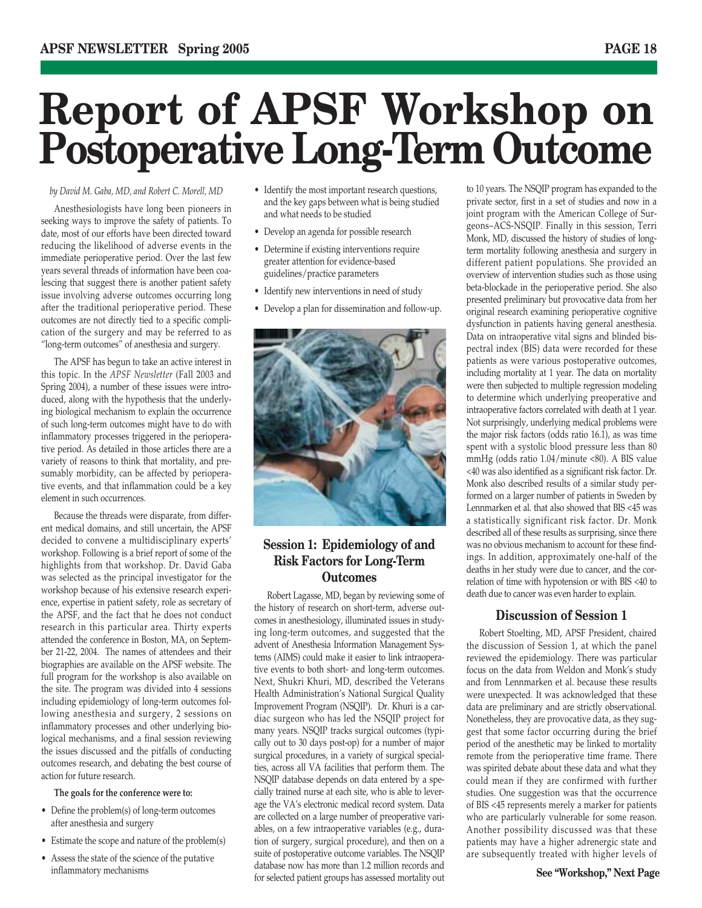# Report of APSF Workshop on Postoperative Long-Term Outcome

*by David M. Gaba, MD, and Robert C. Morell, MD*

Anesthesiologists have long been pioneers in seeking ways to improve the safety of patients. To date, most of our efforts have been directed toward reducing the likelihood of adverse events in the immediate perioperative period. Over the last few years several threads of information have been coalescing that suggest there is another patient safety issue involving adverse outcomes occurring long after the traditional perioperative period. These outcomes are not directly tied to a specific complication of the surgery and may be referred to as "long-term outcomes" of anesthesia and surgery.

The APSF has begun to take an active interest in this topic. In the *APSF Newsletter* (Fall 2003 and Spring 2004), a number of these issues were introduced, along with the hypothesis that the underlying biological mechanism to explain the occurrence of such long-term outcomes might have to do with inflammatory processes triggered in the perioperative period. As detailed in those articles there are a variety of reasons to think that mortality, and presumably morbidity, can be affected by perioperative events, and that inflammation could be a key element in such occurrences.

Because the threads were disparate, from different medical domains, and still uncertain, the APSF decided to convene a multidisciplinary experts' workshop. Following is a brief report of some of the highlights from that workshop. Dr. David Gaba was selected as the principal investigator for the workshop because of his extensive research experience, expertise in patient safety, role as secretary of the APSF, and the fact that he does not conduct research in this particular area. Thirty experts attended the conference in Boston, MA, on September 21-22, 2004. The names of attendees and their biographies are available on the APSF website. The full program for the workshop is also available on the site. The program was divided into 4 sessions including epidemiology of long-term outcomes following anesthesia and surgery, 2 sessions on inflammatory processes and other underlying biological mechanisms, and a final session reviewing the issues discussed and the pitfalls of conducting outcomes research, and debating the best course of action for future research.

**The goals for the conference were to:**

- Define the problem(s) of long-term outcomes after anesthesia and surgery
- Estimate the scope and nature of the problem(s)
- Assess the state of the science of the putative inflammatory mechanisms
- Identify the most important research questions, and the key gaps between what is being studied and what needs to be studied
- Develop an agenda for possible research
- Determine if existing interventions require greater attention for evidence-based guidelines/practice parameters
- Identify new interventions in need of study
- Develop a plan for dissemination and follow-up.

## Session 1: Epidemiology of and Risk Factors for Long-Term Outcomes

Robert Lagasse, MD, began by reviewing some of the history of research on short-term, adverse outcomes in anesthesiology, illuminated issues in studying long-term outcomes, and suggested that the advent of Anesthesia Information Management Systems (AIMS) could make it easier to link intraoperative events to both short- and long-term outcomes. Next, Shukri Khuri, MD, described the Veterans Health Administration's National Surgical Quality Improvement Program (NSQIP). Dr. Khuri is a cardiac surgeon who has led the NSQIP project for many years. NSQIP tracks surgical outcomes (typically out to 30 days post-op) for a number of major surgical procedures, in a variety of surgical specialties, across all VA facilities that perform them. The NSQIP database depends on data entered by a specially trained nurse at each site, who is able to leverage the VA's electronic medical record system. Data are collected on a large number of preoperative variables, on a few intraoperative variables (e.g., duration of surgery, surgical procedure), and then on a suite of postoperative outcome variables. The NSQIP database now has more than 1.2 million records and for selected patient groups has assessed mortality out to 10 years. The NSQIP program has expanded to the private sector, first in a set of studies and now in a joint program with the American College of Surgeons–ACS-NSQIP. Finally in this session, Terri Monk, MD, discussed the history of studies of long-term mortality following anesthesia and surgery in different patient populations. She provided an overview of intervention studies such as those using beta-blockade in the perioperative period. She also presented preliminary but provocative data from her original research examining perioperative cognitive dysfunction in patients having general anesthesia. Data on intraoperative vital signs and blinded bispectral index (BIS) data were recorded for these patients as were various postoperative outcomes, including mortality at 1 year. The data on mortality were then subjected to multiple regression modeling to determine which underlying preoperative and intraoperative factors correlated with death at 1 year. Not surprisingly, underlying medical problems were the major risk factors (odds ratio 16.1), as was time spent with a systolic blood pressure less than 80 mmHg (odds ratio 1.04/minute <80). A BIS value <40 was also identified as a significant risk factor. Dr. Monk also described results of a similar study performed on a larger number of patients in Sweden by Lennmarken et al. that also showed that BIS <45 was a statistically significant risk factor. Dr. Monk described all of these results as surprising, since there was no obvious mechanism to account for these findings. In addition, approximately one-half of the deaths in her study were due to cancer, and the correlation of time with hypotension or with BIS <40 to death due to cancer was even harder to explain.

### Discussion of Session 1

Robert Stoelting, MD, APSF President, chaired the discussion of Session 1, at which the panel reviewed the epidemiology. There was particular focus on the data from Weldon and Monk's study and from Lennmarken et al. because these results were unexpected. It was acknowledged that these data are preliminary and are strictly observational. Nonetheless, they are provocative data, as they suggest that some factor occurring during the brief period of the anesthetic may be linked to mortality remote from the perioperative time frame. There was spirited debate about these data and what they could mean if they are confirmed with further studies. One suggestion was that the occurrence of BIS <45 represents merely a marker for patients who are particularly vulnerable for some reason. Another possibility discussed was that these patients may have a higher adrenergic state and are subsequently treated with higher levels of

**See "Workshop," Next Page**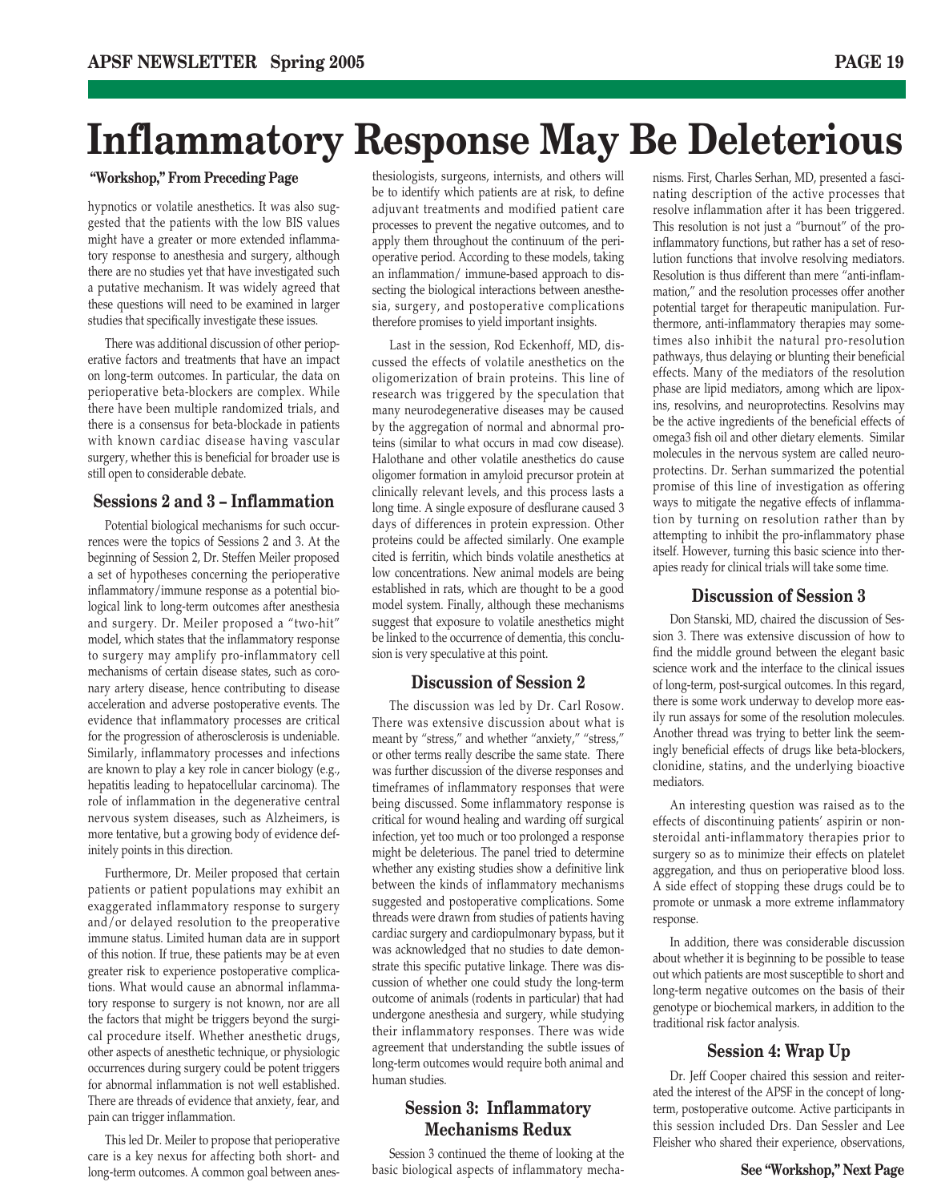# Inflammatory Response May Be Deleterious

**"Workshop," From Preceding Page**

hypnotics or volatile anesthetics. It was also suggested that the patients with the low BIS values might have a greater or more extended inflammatory response to anesthesia and surgery, although there are no studies yet that have investigated such a putative mechanism. It was widely agreed that these questions will need to be examined in larger studies that specifically investigate these issues.

There was additional discussion of other perioperative factors and treatments that have an impact on long-term outcomes. In particular, the data on perioperative beta-blockers are complex. While there have been multiple randomized trials, and there is a consensus for beta-blockade in patients with known cardiac disease having vascular surgery, whether this is beneficial for broader use is still open to considerable debate.

## Sessions 2 and 3 – Inflammation

Potential biological mechanisms for such occurrences were the topics of Sessions 2 and 3. At the beginning of Session 2, Dr. Steffen Meiler proposed a set of hypotheses concerning the perioperative inflammatory/immune response as a potential biological link to long-term outcomes after anesthesia and surgery. Dr. Meiler proposed a "two-hit" model, which states that the inflammatory response to surgery may amplify pro-inflammatory cell mechanisms of certain disease states, such as coronary artery disease, hence contributing to disease acceleration and adverse postoperative events. The evidence that inflammatory processes are critical for the progression of atherosclerosis is undeniable. Similarly, inflammatory processes and infections are known to play a key role in cancer biology (e.g., hepatitis leading to hepatocellular carcinoma). The role of inflammation in the degenerative central nervous system diseases, such as Alzheimers, is more tentative, but a growing body of evidence definitely points in this direction.

Furthermore, Dr. Meiler proposed that certain patients or patient populations may exhibit an exaggerated inflammatory response to surgery and/or delayed resolution to the preoperative immune status. Limited human data are in support of this notion. If true, these patients may be at even greater risk to experience postoperative complications. What would cause an abnormal inflammatory response to surgery is not known, nor are all the factors that might be triggers beyond the surgical procedure itself. Whether anesthetic drugs, other aspects of anesthetic technique, or physiologic occurrences during surgery could be potent triggers for abnormal inflammation is not well established. There are threads of evidence that anxiety, fear, and pain can trigger inflammation.

This led Dr. Meiler to propose that perioperative care is a key nexus for affecting both short- and long-term outcomes. A common goal between anesthesiologists, surgeons, internists, and others will be to identify which patients are at risk, to define adjuvant treatments and modified patient care processes to prevent the negative outcomes, and to apply them throughout the continuum of the perioperative period. According to these models, taking an inflammation/ immune-based approach to dissecting the biological interactions between anesthesia, surgery, and postoperative complications therefore promises to yield important insights.

Last in the session, Rod Eckenhoff, MD, discussed the effects of volatile anesthetics on the oligomerization of brain proteins. This line of research was triggered by the speculation that many neurodegenerative diseases may be caused by the aggregation of normal and abnormal proteins (similar to what occurs in mad cow disease). Halothane and other volatile anesthetics do cause oligomer formation in amyloid precursor protein at clinically relevant levels, and this process lasts a long time. A single exposure of desflurane caused 3 days of differences in protein expression. Other proteins could be affected similarly. One example cited is ferritin, which binds volatile anesthetics at low concentrations. New animal models are being established in rats, which are thought to be a good model system. Finally, although these mechanisms suggest that exposure to volatile anesthetics might be linked to the occurrence of dementia, this conclusion is very speculative at this point.

### Discussion of Session 2

The discussion was led by Dr. Carl Rosow. There was extensive discussion about what is meant by "stress," and whether "anxiety," "stress," or other terms really describe the same state. There was further discussion of the diverse responses and timeframes of inflammatory responses that were being discussed. Some inflammatory response is critical for wound healing and warding off surgical infection, yet too much or too prolonged a response might be deleterious. The panel tried to determine whether any existing studies show a definitive link between the kinds of inflammatory mechanisms suggested and postoperative complications. Some threads were drawn from studies of patients having cardiac surgery and cardiopulmonary bypass, but it was acknowledged that no studies to date demonstrate this specific putative linkage. There was discussion of whether one could study the long-term outcome of animals (rodents in particular) that had undergone anesthesia and surgery, while studying their inflammatory responses. There was wide agreement that understanding the subtle issues of long-term outcomes would require both animal and human studies.

### Session 3: Inflammatory Mechanisms Redux

Session 3 continued the theme of looking at the basic biological aspects of inflammatory mechanisms. First, Charles Serhan, MD, presented a fascinating description of the active processes that resolve inflammation after it has been triggered. This resolution is not just a "burnout" of the pro-inflammatory functions, but rather has a set of resolution functions that involve resolving mediators. Resolution is thus different than mere "anti-inflammation," and the resolution processes offer another potential target for therapeutic manipulation. Furthermore, anti-inflammatory therapies may sometimes also inhibit the natural pro-resolution pathways, thus delaying or blunting their beneficial effects. Many of the mediators of the resolution phase are lipid mediators, among which are lipoxins, resolvins, and neuroprotectins. Resolvins may be the active ingredients of the beneficial effects of omega3 fish oil and other dietary elements. Similar molecules in the nervous system are called neuroprotectins. Dr. Serhan summarized the potential promise of this line of investigation as offering ways to mitigate the negative effects of inflammation by turning on resolution rather than by attempting to inhibit the pro-inflammatory phase itself. However, turning this basic science into therapies ready for clinical trials will take some time.

### Discussion of Session 3

Don Stanski, MD, chaired the discussion of Session 3. There was extensive discussion of how to find the middle ground between the elegant basic science work and the interface to the clinical issues of long-term, post-surgical outcomes. In this regard, there is some work underway to develop more easily run assays for some of the resolution molecules. Another thread was trying to better link the seemingly beneficial effects of drugs like beta-blockers, clonidine, statins, and the underlying bioactive mediators.

An interesting question was raised as to the effects of discontinuing patients' aspirin or nonsteroidal anti-inflammatory therapies prior to surgery so as to minimize their effects on platelet aggregation, and thus on perioperative blood loss. A side effect of stopping these drugs could be to promote or unmask a more extreme inflammatory response.

In addition, there was considerable discussion about whether it is beginning to be possible to tease out which patients are most susceptible to short and long-term negative outcomes on the basis of their genotype or biochemical markers, in addition to the traditional risk factor analysis.

### Session 4: Wrap Up

Dr. Jeff Cooper chaired this session and reiterated the interest of the APSF in the concept of long-term, postoperative outcome. Active participants in this session included Drs. Dan Sessler and Lee Fleisher who shared their experience, observations,

**See "Workshop," Next Page**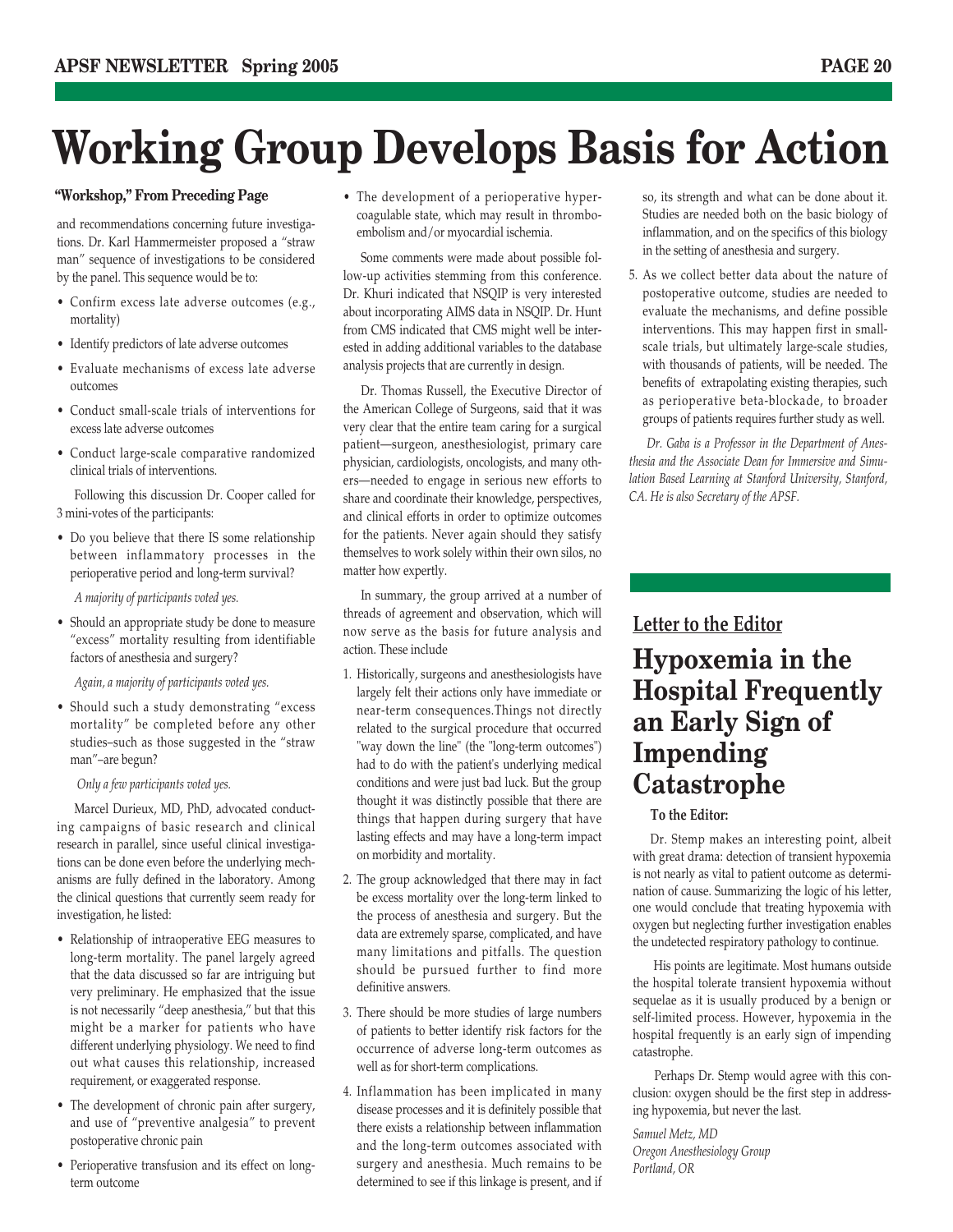# Working Group Develops Basis for Action

**"Workshop," From Preceding Page**

and recommendations concerning future investigations. Dr. Karl Hammermeister proposed a "straw man" sequence of investigations to be considered by the panel. This sequence would be to:

- Confirm excess late adverse outcomes (e.g., mortality)
- Identify predictors of late adverse outcomes
- Evaluate mechanisms of excess late adverse outcomes
- Conduct small-scale trials of interventions for excess late adverse outcomes
- Conduct large-scale comparative randomized clinical trials of interventions.

Following this discussion Dr. Cooper called for 3 mini-votes of the participants:

- Do you believe that there IS some relationship between inflammatory processes in the perioperative period and long-term survival?

  *A majority of participants voted yes.*

- Should an appropriate study be done to measure "excess" mortality resulting from identifiable factors of anesthesia and surgery?

  *Again, a majority of participants voted yes.*

- Should such a study demonstrating "excess mortality" be completed before any other studies–such as those suggested in the "straw man"–are begun?

  *Only a few participants voted yes.*

Marcel Durieux, MD, PhD, advocated conducting campaigns of basic research and clinical research in parallel, since useful clinical investigations can be done even before the underlying mechanisms are fully defined in the laboratory. Among the clinical questions that currently seem ready for investigation, he listed:

- Relationship of intraoperative EEG measures to long-term mortality. The panel largely agreed that the data discussed so far are intriguing but very preliminary. He emphasized that the issue is not necessarily "deep anesthesia," but that this might be a marker for patients who have different underlying physiology. We need to find out what causes this relationship, increased requirement, or exaggerated response.
- The development of chronic pain after surgery, and use of "preventive analgesia" to prevent postoperative chronic pain
- Perioperative transfusion and its effect on long-term outcome
- The development of a perioperative hypercoagulable state, which may result in thromboembolism and/or myocardial ischemia.

Some comments were made about possible follow-up activities stemming from this conference. Dr. Khuri indicated that NSQIP is very interested about incorporating AIMS data in NSQIP. Dr. Hunt from CMS indicated that CMS might well be interested in adding additional variables to the database analysis projects that are currently in design.

Dr. Thomas Russell, the Executive Director of the American College of Surgeons, said that it was very clear that the entire team caring for a surgical patient—surgeon, anesthesiologist, primary care physician, cardiologists, oncologists, and many others—needed to engage in serious new efforts to share and coordinate their knowledge, perspectives, and clinical efforts in order to optimize outcomes for the patients. Never again should they satisfy themselves to work solely within their own silos, no matter how expertly.

In summary, the group arrived at a number of threads of agreement and observation, which will now serve as the basis for future analysis and action. These include

1. Historically, surgeons and anesthesiologists have largely felt their actions only have immediate or near-term consequences.Things not directly related to the surgical procedure that occurred "way down the line" (the "long-term outcomes") had to do with the patient's underlying medical conditions and were just bad luck. But the group thought it was distinctly possible that there are things that happen during surgery that have lasting effects and may have a long-term impact on morbidity and mortality.
2. The group acknowledged that there may in fact be excess mortality over the long-term linked to the process of anesthesia and surgery. But the data are extremely sparse, complicated, and have many limitations and pitfalls. The question should be pursued further to find more definitive answers.
3. There should be more studies of large numbers of patients to better identify risk factors for the occurrence of adverse long-term outcomes as well as for short-term complications.
4. Inflammation has been implicated in many disease processes and it is definitely possible that there exists a relationship between inflammation and the long-term outcomes associated with surgery and anesthesia. Much remains to be determined to see if this linkage is present, and if so, its strength and what can be done about it. Studies are needed both on the basic biology of inflammation, and on the specifics of this biology in the setting of anesthesia and surgery.
5. As we collect better data about the nature of postoperative outcome, studies are needed to evaluate the mechanisms, and define possible interventions. This may happen first in small-scale trials, but ultimately large-scale studies, with thousands of patients, will be needed. The benefits of extrapolating existing therapies, such as perioperative beta-blockade, to broader groups of patients requires further study as well.

*Dr. Gaba is a Professor in the Department of Anesthesia and the Associate Dean for Immersive and Simulation Based Learning at Stanford University, Stanford, CA. He is also Secretary of the APSF.*

## Letter to the Editor

# Hypoxemia in the Hospital Frequently an Early Sign of Impending Catastrophe

**To the Editor:**

Dr. Stemp makes an interesting point, albeit with great drama: detection of transient hypoxemia is not nearly as vital to patient outcome as determination of cause. Summarizing the logic of his letter, one would conclude that treating hypoxemia with oxygen but neglecting further investigation enables the undetected respiratory pathology to continue.

His points are legitimate. Most humans outside the hospital tolerate transient hypoxemia without sequelae as it is usually produced by a benign or self-limited process. However, hypoxemia in the hospital frequently is an early sign of impending catastrophe.

Perhaps Dr. Stemp would agree with this conclusion: oxygen should be the first step in addressing hypoxemia, but never the last.

*Samuel Metz, MD*
*Oregon Anesthesiology Group*
*Portland, OR*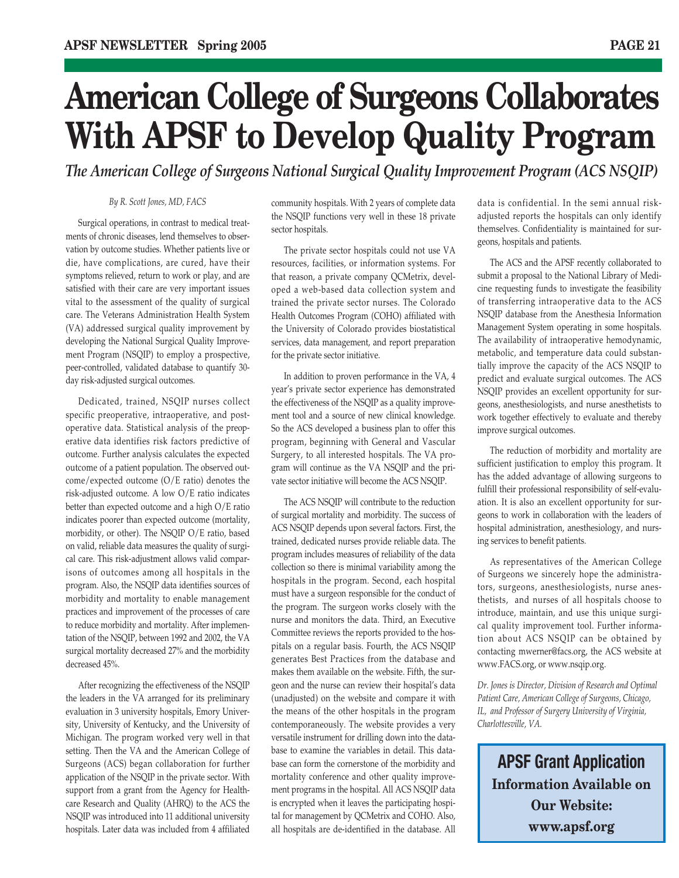# American College of Surgeons Collaborates With APSF to Develop Quality Program

## *The American College of Surgeons National Surgical Quality Improvement Program (ACS NSQIP)*

*By R. Scott Jones, MD, FACS*

Surgical operations, in contrast to medical treatments of chronic diseases, lend themselves to observation by outcome studies. Whether patients live or die, have complications, are cured, have their symptoms relieved, return to work or play, and are satisfied with their care are very important issues vital to the assessment of the quality of surgical care. The Veterans Administration Health System (VA) addressed surgical quality improvement by developing the National Surgical Quality Improvement Program (NSQIP) to employ a prospective, peer-controlled, validated database to quantify 30-day risk-adjusted surgical outcomes.

Dedicated, trained, NSQIP nurses collect specific preoperative, intraoperative, and postoperative data. Statistical analysis of the preoperative data identifies risk factors predictive of outcome. Further analysis calculates the expected outcome of a patient population. The observed outcome/expected outcome (O/E ratio) denotes the risk-adjusted outcome. A low O/E ratio indicates better than expected outcome and a high O/E ratio indicates poorer than expected outcome (mortality, morbidity, or other). The NSQIP O/E ratio, based on valid, reliable data measures the quality of surgical care. This risk-adjustment allows valid comparisons of outcomes among all hospitals in the program. Also, the NSQIP data identifies sources of morbidity and mortality to enable management practices and improvement of the processes of care to reduce morbidity and mortality. After implementation of the NSQIP, between 1992 and 2002, the VA surgical mortality decreased 27% and the morbidity decreased 45%.

After recognizing the effectiveness of the NSQIP the leaders in the VA arranged for its preliminary evaluation in 3 university hospitals, Emory University, University of Kentucky, and the University of Michigan. The program worked very well in that setting. Then the VA and the American College of Surgeons (ACS) began collaboration for further application of the NSQIP in the private sector. With support from a grant from the Agency for Healthcare Research and Quality (AHRQ) to the ACS the NSQIP was introduced into 11 additional university hospitals. Later data was included from 4 affiliated community hospitals. With 2 years of complete data the NSQIP functions very well in these 18 private sector hospitals.

The private sector hospitals could not use VA resources, facilities, or information systems. For that reason, a private company QCMetrix, developed a web-based data collection system and trained the private sector nurses. The Colorado Health Outcomes Program (COHO) affiliated with the University of Colorado provides biostatistical services, data management, and report preparation for the private sector initiative.

In addition to proven performance in the VA, 4 year's private sector experience has demonstrated the effectiveness of the NSQIP as a quality improvement tool and a source of new clinical knowledge. So the ACS developed a business plan to offer this program, beginning with General and Vascular Surgery, to all interested hospitals. The VA program will continue as the VA NSQIP and the private sector initiative will become the ACS NSQIP.

The ACS NSQIP will contribute to the reduction of surgical mortality and morbidity. The success of ACS NSQIP depends upon several factors. First, the trained, dedicated nurses provide reliable data. The program includes measures of reliability of the data collection so there is minimal variability among the hospitals in the program. Second, each hospital must have a surgeon responsible for the conduct of the program. The surgeon works closely with the nurse and monitors the data. Third, an Executive Committee reviews the reports provided to the hospitals on a regular basis. Fourth, the ACS NSQIP generates Best Practices from the database and makes them available on the website. Fifth, the surgeon and the nurse can review their hospital's data (unadjusted) on the website and compare it with the means of the other hospitals in the program contemporaneously. The website provides a very versatile instrument for drilling down into the database to examine the variables in detail. This database can form the cornerstone of the morbidity and mortality conference and other quality improvement programs in the hospital. All ACS NSQIP data is encrypted when it leaves the participating hospital for management by QCMetrix and COHO. Also, all hospitals are de-identified in the database. All data is confidential. In the semi annual risk-adjusted reports the hospitals can only identify themselves. Confidentiality is maintained for surgeons, hospitals and patients.

The ACS and the APSF recently collaborated to submit a proposal to the National Library of Medicine requesting funds to investigate the feasibility of transferring intraoperative data to the ACS NSQIP database from the Anesthesia Information Management System operating in some hospitals. The availability of intraoperative hemodynamic, metabolic, and temperature data could substantially improve the capacity of the ACS NSQIP to predict and evaluate surgical outcomes. The ACS NSQIP provides an excellent opportunity for surgeons, anesthesiologists, and nurse anesthetists to work together effectively to evaluate and thereby improve surgical outcomes.

The reduction of morbidity and mortality are sufficient justification to employ this program. It has the added advantage of allowing surgeons to fulfill their professional responsibility of self-evaluation. It is also an excellent opportunity for surgeons to work in collaboration with the leaders of hospital administration, anesthesiology, and nursing services to benefit patients.

As representatives of the American College of Surgeons we sincerely hope the administrators, surgeons, anesthesiologists, nurse anesthetists, and nurses of all hospitals choose to introduce, maintain, and use this unique surgical quality improvement tool. Further information about ACS NSQIP can be obtained by contacting mwerner@facs.org, the ACS website at www.FACS.org, or www.nsqip.org.

*Dr. Jones is Director, Division of Research and Optimal Patient Care, American College of Surgeons, Chicago, IL, and Professor of Surgery University of Virginia, Charlottesville, VA.*

**APSF Grant Application**
**Information Available on Our Website:**
**www.apsf.org**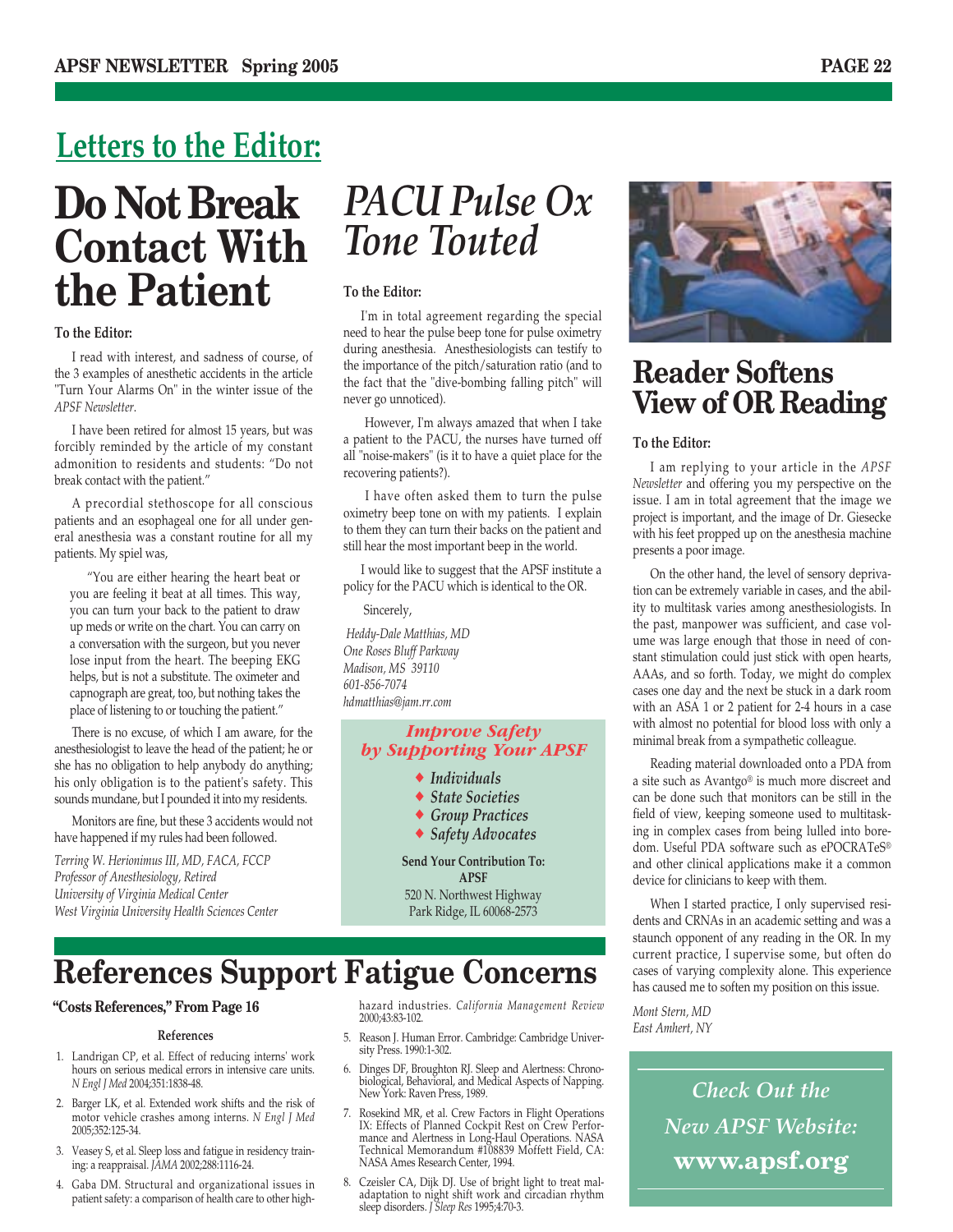## Letters to the Editor:

# Do Not Break Contact With the Patient

**To the Editor:**

I read with interest, and sadness of course, of the 3 examples of anesthetic accidents in the article "Turn Your Alarms On" in the winter issue of the *APSF Newsletter*.

I have been retired for almost 15 years, but was forcibly reminded by the article of my constant admonition to residents and students: "Do not break contact with the patient."

A precordial stethoscope for all conscious patients and an esophageal one for all under general anesthesia was a constant routine for all my patients. My spiel was,

> "You are either hearing the heart beat or you are feeling it beat at all times. This way, you can turn your back to the patient to draw up meds or write on the chart. You can carry on a conversation with the surgeon, but you never lose input from the heart. The beeping EKG helps, but is not a substitute. The oximeter and capnograph are great, too, but nothing takes the place of listening to or touching the patient."

There is no excuse, of which I am aware, for the anesthesiologist to leave the head of the patient; he or she has no obligation to help anybody do anything; his only obligation is to the patient's safety. This sounds mundane, but I pounded it into my residents.

Monitors are fine, but these 3 accidents would not have happened if my rules had been followed.

*Terring W. Herionimus III, MD, FACA, FCCP*
*Professor of Anesthesiology, Retired*
*University of Virginia Medical Center*
*West Virginia University Health Sciences Center*

# *PACU Pulse Ox Tone Touted*

**To the Editor:**

I'm in total agreement regarding the special need to hear the pulse beep tone for pulse oximetry during anesthesia. Anesthesiologists can testify to the importance of the pitch/saturation ratio (and to the fact that the "dive-bombing falling pitch" will never go unnoticed).

However, I'm always amazed that when I take a patient to the PACU, the nurses have turned off all "noise-makers" (is it to have a quiet place for the recovering patients?).

I have often asked them to turn the pulse oximetry beep tone on with my patients. I explain to them they can turn their backs on the patient and still hear the most important beep in the world.

I would like to suggest that the APSF institute a policy for the PACU which is identical to the OR.

Sincerely,

*Heddy-Dale Matthias, MD*
*One Roses Bluff Parkway*
*Madison, MS 39110*
*601-856-7074*
*hdmatthias@jam.rr.com*

***Improve Safety by Supporting Your APSF***

- ***Individuals***
- ***State Societies***
- ***Group Practices***
- ***Safety Advocates***

**Send Your Contribution To:**
**APSF**
520 N. Northwest Highway
Park Ridge, IL 60068-2573

# Reader Softens View of OR Reading

**To the Editor:**

I am replying to your article in the *APSF Newsletter* and offering you my perspective on the issue. I am in total agreement that the image we project is important, and the image of Dr. Giesecke with his feet propped up on the anesthesia machine presents a poor image.

On the other hand, the level of sensory deprivation can be extremely variable in cases, and the ability to multitask varies among anesthesiologists. In the past, manpower was sufficient, and case volume was large enough that those in need of constant stimulation could just stick with open hearts, AAAs, and so forth. Today, we might do complex cases one day and the next be stuck in a dark room with an ASA 1 or 2 patient for 2-4 hours in a case with almost no potential for blood loss with only a minimal break from a sympathetic colleague.

Reading material downloaded onto a PDA from a site such as Avantgo® is much more discreet and can be done such that monitors can be still in the field of view, keeping someone used to multitasking in complex cases from being lulled into boredom. Useful PDA software such as ePOCRATeS® and other clinical applications make it a common device for clinicians to keep with them.

When I started practice, I only supervised residents and CRNAs in an academic setting and was a staunch opponent of any reading in the OR. In my current practice, I supervise some, but often do cases of varying complexity alone. This experience has caused me to soften my position on this issue.

*Mont Stern, MD*
*East Amhert, NY*

*Check Out the New APSF Website:*
**www.apsf.org**

# References Support Fatigue Concerns

**"Costs References," From Page 16**

**References**

1. Landrigan CP, et al. Effect of reducing interns' work hours on serious medical errors in intensive care units. *N Engl J Med* 2004;351:1838-48.
2. Barger LK, et al. Extended work shifts and the risk of motor vehicle crashes among interns. *N Engl J Med* 2005;352:125-34.
3. Veasey S, et al. Sleep loss and fatigue in residency training: a reappraisal. *JAMA* 2002;288:1116-24.
4. Gaba DM. Structural and organizational issues in patient safety: a comparison of health care to other high-hazard industries. *California Management Review* 2000;43:83-102.
5. Reason J. Human Error. Cambridge: Cambridge University Press. 1990:1-302.
6. Dinges DF, Broughton RJ. Sleep and Alertness: Chronobiological, Behavioral, and Medical Aspects of Napping. New York: Raven Press, 1989.
7. Rosekind MR, et al. Crew Factors in Flight Operations IX: Effects of Planned Cockpit Rest on Crew Performance and Alertness in Long-Haul Operations. NASA Technical Memorandum #108839 Moffett Field, CA: NASA Ames Research Center, 1994.
8. Czeisler CA, Dijk DJ. Use of bright light to treat maladaptation to night shift work and circadian rhythm sleep disorders. *J Sleep Res* 1995;4:70-3.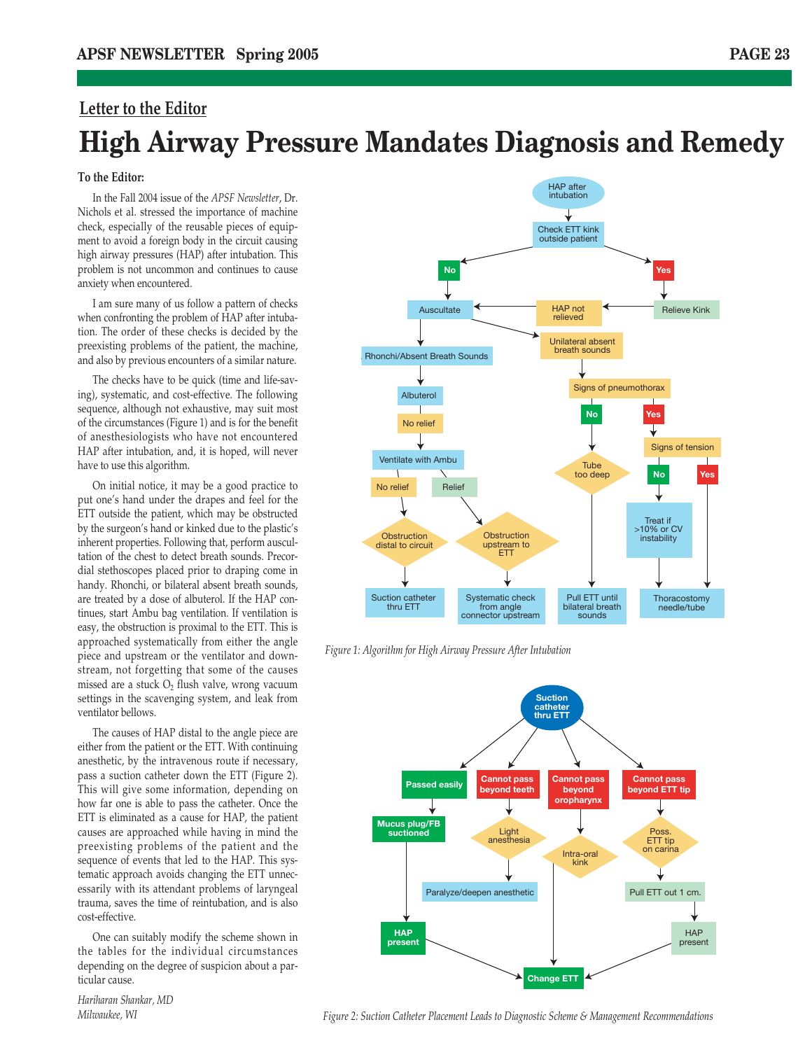## Letter to the Editor

# High Airway Pressure Mandates Diagnosis and Remedy

**To the Editor:**

In the Fall 2004 issue of the *APSF Newsletter*, Dr. Nichols et al. stressed the importance of machine check, especially of the reusable pieces of equipment to avoid a foreign body in the circuit causing high airway pressures (HAP) after intubation. This problem is not uncommon and continues to cause anxiety when encountered.

I am sure many of us follow a pattern of checks when confronting the problem of HAP after intubation. The order of these checks is decided by the preexisting problems of the patient, the machine, and also by previous encounters of a similar nature.

The checks have to be quick (time and life-saving), systematic, and cost-effective. The following sequence, although not exhaustive, may suit most of the circumstances (Figure 1) and is for the benefit of anesthesiologists who have not encountered HAP after intubation, and, it is hoped, will never have to use this algorithm.

On initial notice, it may be a good practice to put one's hand under the drapes and feel for the ETT outside the patient, which may be obstructed by the surgeon's hand or kinked due to the plastic's inherent properties. Following that, perform auscultation of the chest to detect breath sounds. Precordial stethoscopes placed prior to draping come in handy. Rhonchi, or bilateral absent breath sounds, are treated by a dose of albuterol. If the HAP continues, start Ambu bag ventilation. If ventilation is easy, the obstruction is proximal to the ETT. This is approached systematically from either the angle piece and upstream or the ventilator and downstream, not forgetting that some of the causes missed are a stuck $O_2$ flush valve, wrong vacuum settings in the scavenging system, and leak from ventilator bellows.

The causes of HAP distal to the angle piece are either from the patient or the ETT. With continuing anesthetic, by the intravenous route if necessary, pass a suction catheter down the ETT (Figure 2). This will give some information, depending on how far one is able to pass the catheter. Once the ETT is eliminated as a cause for HAP, the patient causes are approached while having in mind the preexisting problems of the patient and the sequence of events that led to the HAP. This systematic approach avoids changing the ETT unnecessarily with its attendant problems of laryngeal trauma, saves the time of reintubation, and is also cost-effective.

One can suitably modify the scheme shown in the tables for the individual circumstances depending on the degree of suspicion about a particular cause.

*Hariharan Shankar, MD*
*Milwaukee, WI*

HAP after intubation → Check ETT kink outside patient
- Yes → Relieve Kink → HAP not relieved → Auscultate
- No → Auscultate
  - Rhonchi/Absent Breath Sounds → Albuterol → No relief → Ventilate with Ambu
    - No relief → Obstruction distal to circuit → Suction catheter thru ETT
    - Relief → Obstruction upstream to ETT → Systematic check from angle connector upstream
  - Unilateral absent breath sounds → Signs of pneumothorax
    - No → Tube too deep → Pull ETT until bilateral breath sounds
    - Yes → Signs of tension
      - No → Treat if >10% or CV instability → Thoracostomy needle/tube
      - Yes → Thoracostomy needle/tube

Figure 1: Algorithm for High Airway Pressure After Intubation

Suction catheter thru ETT
- Passed easily → Mucus plug/FB suctioned → HAP present → Change ETT
- Cannot pass beyond teeth → Light anesthesia → Paralyze/deepen anesthetic
- Cannot pass beyond oropharynx → Intra-oral kink → Change ETT
- Cannot pass beyond ETT tip → Poss. ETT tip on carina → Pull ETT out 1 cm. → HAP present → Change ETT

Figure 2: Suction Catheter Placement Leads to Diagnostic Scheme & Management Recommendations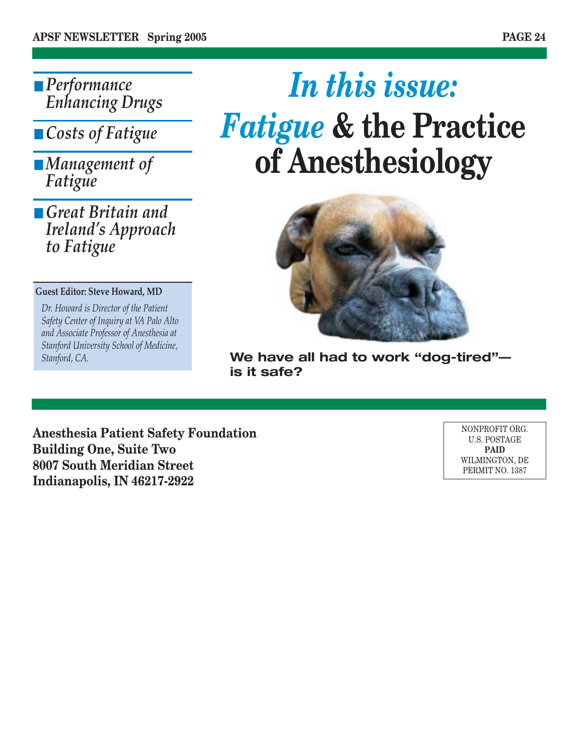- *Performance Enhancing Drugs*
- *Costs of Fatigue*
- *Management of Fatigue*
- *Great Britain and Ireland's Approach to Fatigue*

**Guest Editor: Steve Howard, MD**

*Dr. Howard is Director of the Patient Safety Center of Inquiry at VA Palo Alto and Associate Professor of Anesthesia at Stanford University School of Medicine, Stanford, CA.*

# *In this issue:*

# *Fatigue* & the Practice of Anesthesiology

**We have all had to work "dog-tired"—is it safe?**

**Anesthesia Patient Safety Foundation**
**Building One, Suite Two**
**8007 South Meridian Street**
**Indianapolis, IN 46217-2922**

NONPROFIT ORG.
U.S. POSTAGE
**PAID**
WILMINGTON, DE
PERMIT NO. 1387